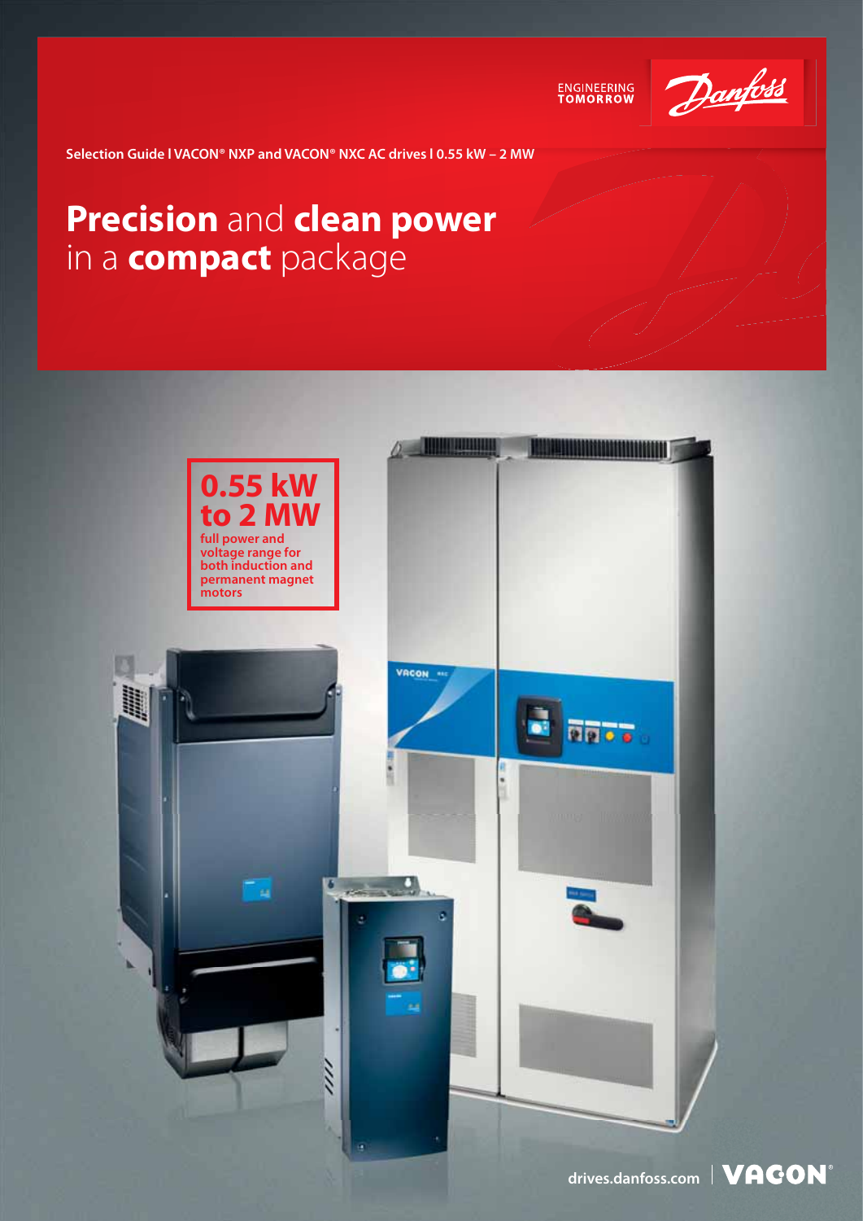ENGINEERING TOMORROW

Selection Guide I VACON® NXP and VACON® NXC AC drives I 0.55 kW – 2 MW

# **Precision** and **clean power** in a **compact** package

**0.55 kW to 2 MW**

**full power and voltage range for both induction and permanent magnet motors**

drives.danfoss.com | VACON®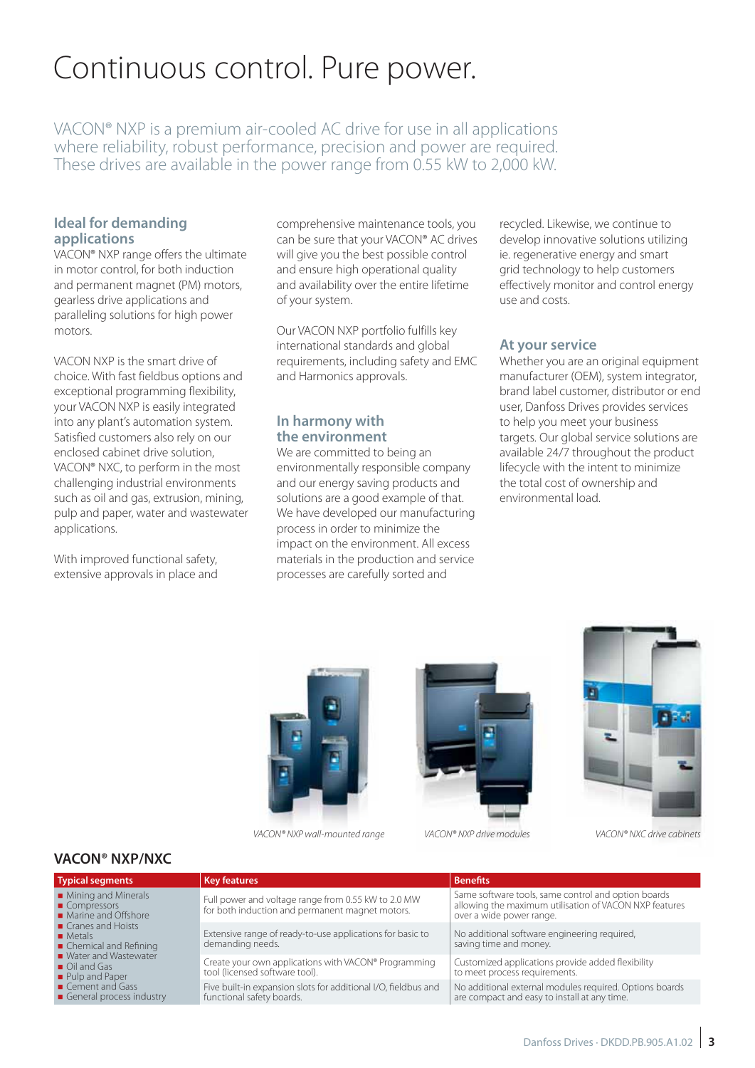# Continuous control. Pure power.

VACON® NXP is a premium air-cooled AC drive for use in all applications where reliability, robust performance, precision and power are required. These drives are available in the power range from 0.55 kW to 2,000 kW.

### Ideal for demanding applications

VACON® NXP range offers the ultimate in motor control, for both induction and permanent magnet (PM) motors, gearless drive applications and paralleling solutions for high power motors.

VACON NXP is the smart drive of choice. With fast fieldbus options and exceptional programming flexibility, your VACON NXP is easily integrated into any plant's automation system. Satisfied customers also rely on our enclosed cabinet drive solution, VACON® NXC, to perform in the most challenging industrial environments such as oil and gas, extrusion, mining, pulp and paper, water and wastewater applications.

With improved functional safety, extensive approvals in place and comprehensive maintenance tools, you can be sure that your VACON® AC drives will give you the best possible control and ensure high operational quality and availability over the entire lifetime of your system.

Our VACON NXP portfolio fulfills key international standards and global requirements, including safety and EMC and Harmonics approvals.

### In harmony with the environment

We are committed to being an environmentally responsible company and our energy saving products and solutions are a good example of that. We have developed our manufacturing process in order to minimize the impact on the environment. All excess materials in the production and service processes are carefully sorted and recycled. Likewise, we continue to develop innovative solutions utilizing ie. regenerative energy and smart grid technology to help customers effectively monitor and control energy use and costs.

### At your service

Whether you are an original equipment manufacturer (OEM), system integrator, brand label customer, distributor or end user, Danfoss Drives provides services to help you meet your business targets. Our global service solutions are available 24/7 throughout the product lifecycle with the intent to minimize the total cost of ownership and environmental load.

*VACON® NXP wall-mounted range*

*VACON® NXP drive modules*

*VACON® NXC drive cabinets*

## VACON® NXP/NXC

| Typical segments | Key features | Benefits |
|---|---|---|
| ■ Mining and Minerals<br>■ Compressors<br>■ Marine and Offshore<br>■ Cranes and Hoists<br>■ Metals<br>■ Chemical and Refining<br>■ Water and Wastewater<br>■ Oil and Gas<br>■ Pulp and Paper<br>■ Cement and Gass<br>■ General process industry | Full power and voltage range from 0.55 kW to 2.0 MW for both induction and permanent magnet motors. | Same software tools, same control and option boards allowing the maximum utilisation of VACON NXP features over a wide power range. |
| | Extensive range of ready-to-use applications for basic to demanding needs. | No additional software engineering required, saving time and money. |
| | Create your own applications with VACON® Programming tool (licensed software tool). | Customized applications provide added flexibility to meet process requirements. |
| | Five built-in expansion slots for additional I/O, fieldbus and functional safety boards. | No additional external modules required. Options boards are compact and easy to install at any time. |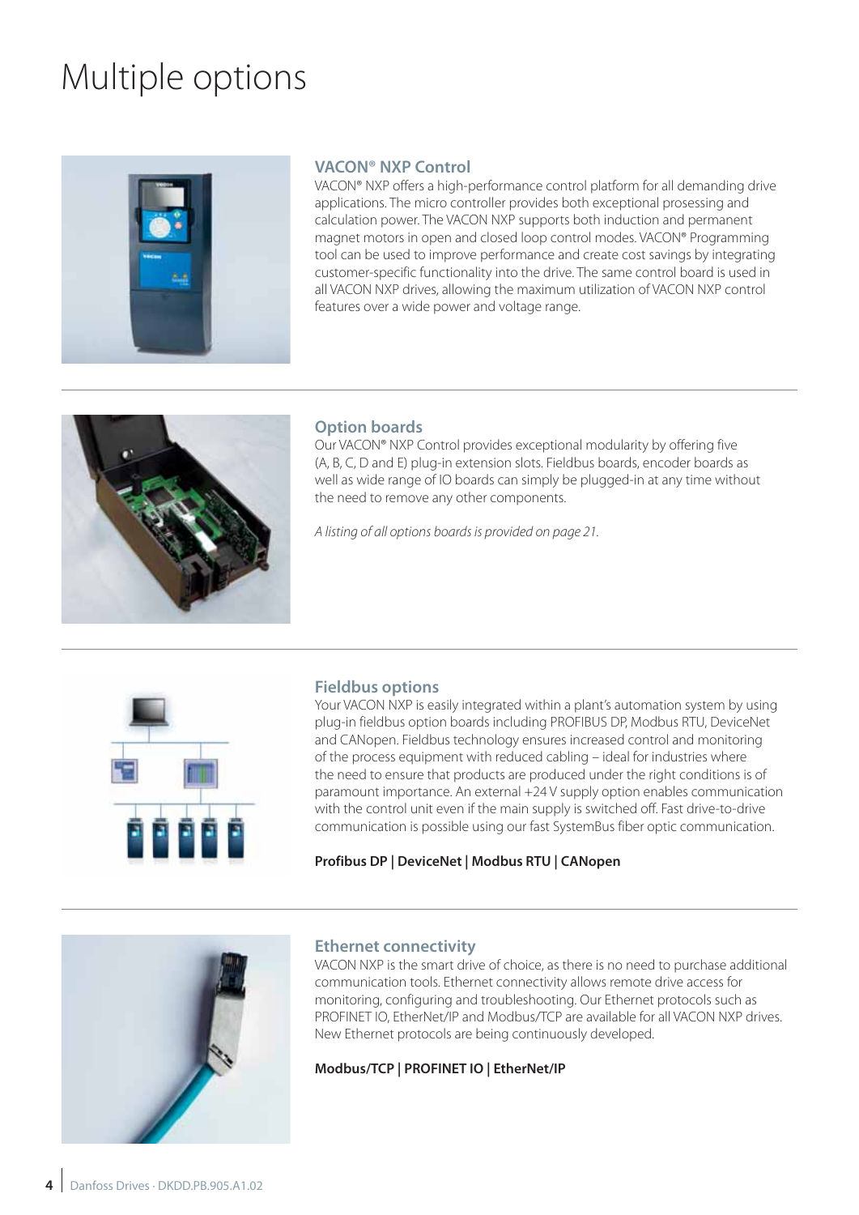# Multiple options

## VACON® NXP Control

VACON® NXP offers a high-performance control platform for all demanding drive applications. The micro controller provides both exceptional prosessing and calculation power. The VACON NXP supports both induction and permanent magnet motors in open and closed loop control modes. VACON® Programming tool can be used to improve performance and create cost savings by integrating customer-specific functionality into the drive. The same control board is used in all VACON NXP drives, allowing the maximum utilization of VACON NXP control features over a wide power and voltage range.

## Option boards

Our VACON® NXP Control provides exceptional modularity by offering five (A, B, C, D and E) plug-in extension slots. Fieldbus boards, encoder boards as well as wide range of IO boards can simply be plugged-in at any time without the need to remove any other components.

*A listing of all options boards is provided on page 21.*

## Fieldbus options

Your VACON NXP is easily integrated within a plant's automation system by using plug-in fieldbus option boards including PROFIBUS DP, Modbus RTU, DeviceNet and CANopen. Fieldbus technology ensures increased control and monitoring of the process equipment with reduced cabling – ideal for industries where the need to ensure that products are produced under the right conditions is of paramount importance. An external +24 V supply option enables communication with the control unit even if the main supply is switched off. Fast drive-to-drive communication is possible using our fast SystemBus fiber optic communication.

**Profibus DP | DeviceNet | Modbus RTU | CANopen**

## Ethernet connectivity

VACON NXP is the smart drive of choice, as there is no need to purchase additional communication tools. Ethernet connectivity allows remote drive access for monitoring, configuring and troubleshooting. Our Ethernet protocols such as PROFINET IO, EtherNet/IP and Modbus/TCP are available for all VACON NXP drives. New Ethernet protocols are being continuously developed.

**Modbus/TCP | PROFINET IO | EtherNet/IP**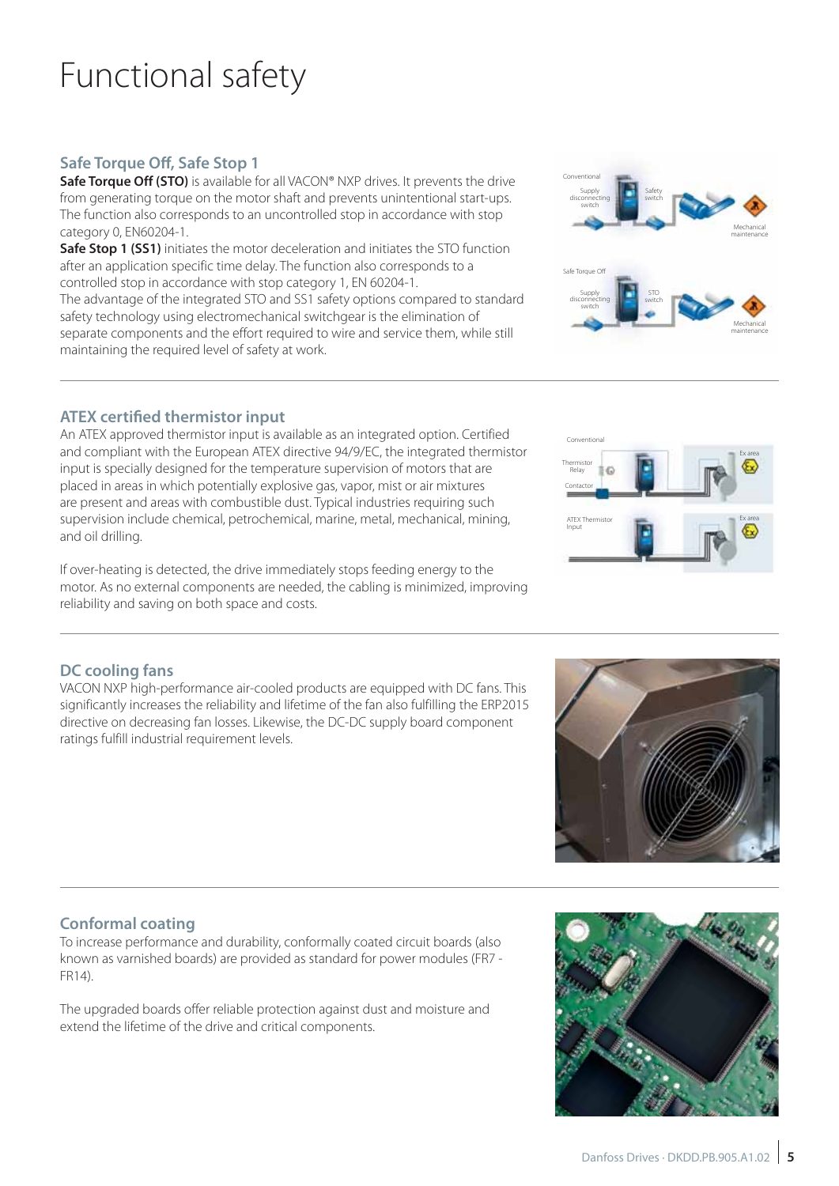# Functional safety

## Safe Torque Off, Safe Stop 1

**Safe Torque Off (STO)** is available for all VACON® NXP drives. It prevents the drive from generating torque on the motor shaft and prevents unintentional start-ups. The function also corresponds to an uncontrolled stop in accordance with stop category 0, EN60204-1.

**Safe Stop 1 (SS1)** initiates the motor deceleration and initiates the STO function after an application specific time delay. The function also corresponds to a controlled stop in accordance with stop category 1, EN 60204-1.

The advantage of the integrated STO and SS1 safety options compared to standard safety technology using electromechanical switchgear is the elimination of separate components and the effort required to wire and service them, while still maintaining the required level of safety at work.

## ATEX certified thermistor input

An ATEX approved thermistor input is available as an integrated option. Certified and compliant with the European ATEX directive 94/9/EC, the integrated thermistor input is specially designed for the temperature supervision of motors that are placed in areas in which potentially explosive gas, vapor, mist or air mixtures are present and areas with combustible dust. Typical industries requiring such supervision include chemical, petrochemical, marine, metal, mechanical, mining, and oil drilling.

If over-heating is detected, the drive immediately stops feeding energy to the motor. As no external components are needed, the cabling is minimized, improving reliability and saving on both space and costs.

## DC cooling fans

VACON NXP high-performance air-cooled products are equipped with DC fans. This significantly increases the reliability and lifetime of the fan also fulfilling the ERP2015 directive on decreasing fan losses. Likewise, the DC-DC supply board component ratings fulfill industrial requirement levels.

## Conformal coating

To increase performance and durability, conformally coated circuit boards (also known as varnished boards) are provided as standard for power modules (FR7 - FR14).

The upgraded boards offer reliable protection against dust and moisture and extend the lifetime of the drive and critical components.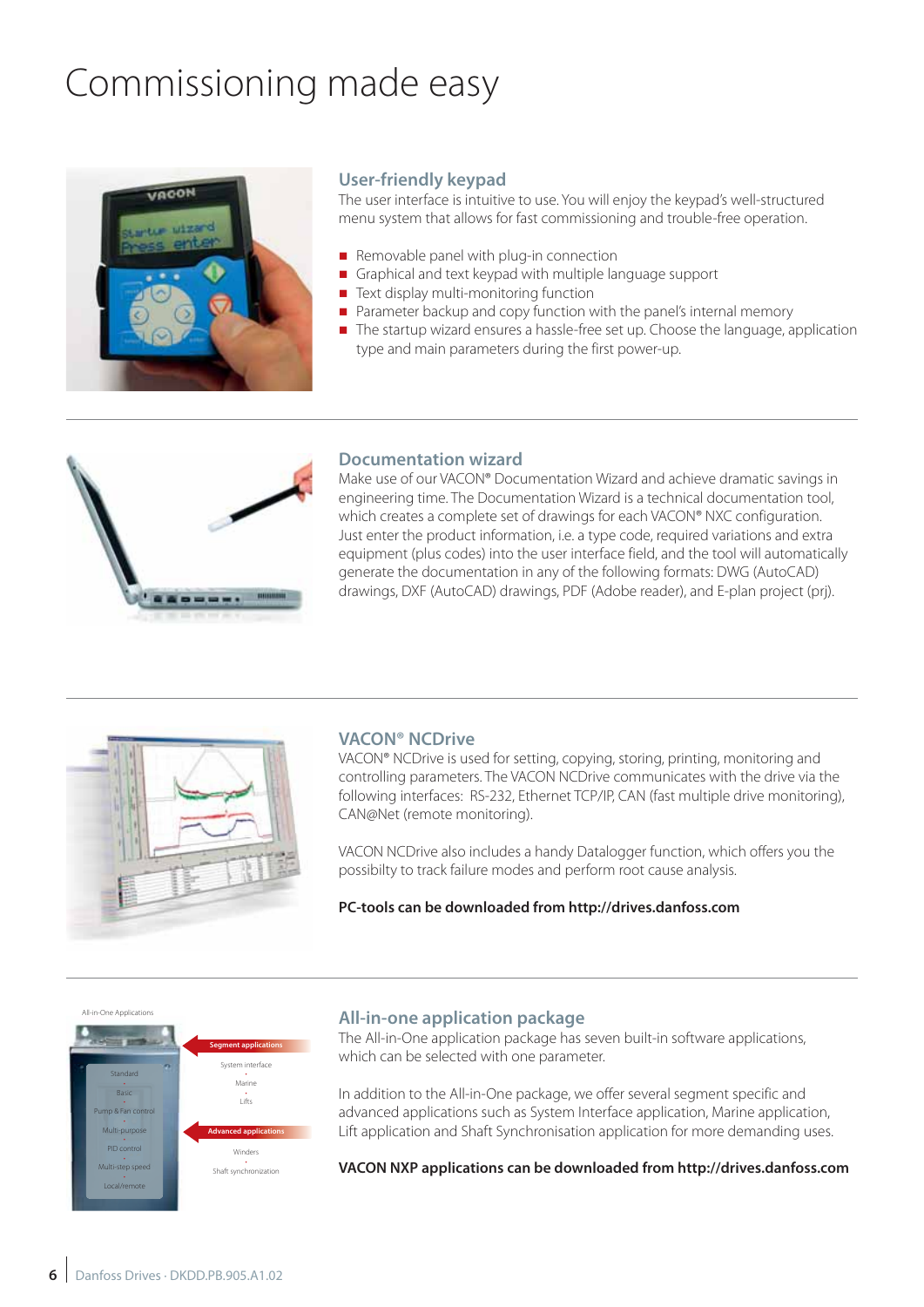# Commissioning made easy

## User-friendly keypad

The user interface is intuitive to use. You will enjoy the keypad's well-structured menu system that allows for fast commissioning and trouble-free operation.

- Removable panel with plug-in connection
- Graphical and text keypad with multiple language support
- Text display multi-monitoring function
- Parameter backup and copy function with the panel's internal memory
- The startup wizard ensures a hassle-free set up. Choose the language, application type and main parameters during the first power-up.

## Documentation wizard

Make use of our VACON® Documentation Wizard and achieve dramatic savings in engineering time. The Documentation Wizard is a technical documentation tool, which creates a complete set of drawings for each VACON® NXC configuration. Just enter the product information, i.e. a type code, required variations and extra equipment (plus codes) into the user interface field, and the tool will automatically generate the documentation in any of the following formats: DWG (AutoCAD) drawings, DXF (AutoCAD) drawings, PDF (Adobe reader), and E-plan project (prj).

## VACON® NCDrive

VACON® NCDrive is used for setting, copying, storing, printing, monitoring and controlling parameters. The VACON NCDrive communicates with the drive via the following interfaces: RS-232, Ethernet TCP/IP, CAN (fast multiple drive monitoring), CAN@Net (remote monitoring).

VACON NCDrive also includes a handy Datalogger function, which offers you the possibilty to track failure modes and perform root cause analysis.

**PC-tools can be downloaded from http://drives.danfoss.com**

All-in-One Applications

Standard
Basic
Pump & Fan control
Multi-purpose
PID control
Multi-step speed
Local/remote

Segment applications
System interface
Marine
Lifts

Advanced applications
Winders
Shaft synchronization

## All-in-one application package

The All-in-One application package has seven built-in software applications, which can be selected with one parameter.

In addition to the All-in-One package, we offer several segment specific and advanced applications such as System Interface application, Marine application, Lift application and Shaft Synchronisation application for more demanding uses.

**VACON NXP applications can be downloaded from http://drives.danfoss.com**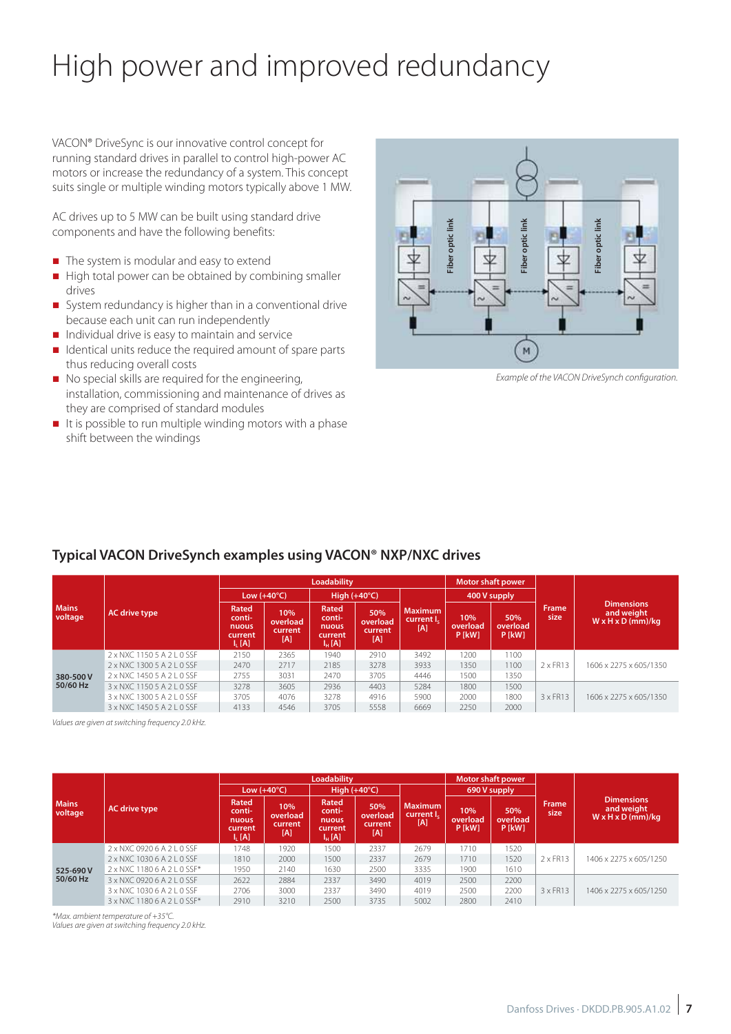# High power and improved redundancy

VACON® DriveSync is our innovative control concept for running standard drives in parallel to control high-power AC motors or increase the redundancy of a system. This concept suits single or multiple winding motors typically above 1 MW.

AC drives up to 5 MW can be built using standard drive components and have the following benefits:

- The system is modular and easy to extend
- High total power can be obtained by combining smaller drives
- System redundancy is higher than in a conventional drive because each unit can run independently
- Individual drive is easy to maintain and service
- Identical units reduce the required amount of spare parts thus reducing overall costs
- No special skills are required for the engineering, installation, commissioning and maintenance of drives as they are comprised of standard modules
- It is possible to run multiple winding motors with a phase shift between the windings

*Example of the VACON DriveSynch configuration.*

## Typical VACON DriveSynch examples using VACON® NXP/NXC drives

| Mains voltage | AC drive type | Loadability | | | | | Motor shaft power | | Frame size | Dimensions and weight W x H x D (mm)/kg |
|---|---|---|---|---|---|---|---|---|---|---|
| | | Low (+40°C) | | High (+40°C) | | | 400 V supply | | | |
| | | Rated continuous current $I_L$ [A] | 10% overload current [A] | Rated continuous current $I_H$ [A] | 50% overload current [A] | Maximum current $I_S$ [A] | 10% overload P [kW] | 50% overload P [kW] | | |
| 380-500 V 50/60 Hz | 2 x NXC 1150 5 A 2 L 0 SSF | 2150 | 2365 | 1940 | 2910 | 3492 | 1200 | 1100 | 2 x FR13 | 1606 x 2275 x 605/1350 |
| | 2 x NXC 1300 5 A 2 L 0 SSF | 2470 | 2717 | 2185 | 3278 | 3933 | 1350 | 1100 | | |
| | 2 x NXC 1450 5 A 2 L 0 SSF | 2755 | 3031 | 2470 | 3705 | 4446 | 1500 | 1350 | | |
| | 3 x NXC 1150 5 A 2 L 0 SSF | 3278 | 3605 | 2936 | 4403 | 5284 | 1800 | 1500 | 3 x FR13 | 1606 x 2275 x 605/1350 |
| | 3 x NXC 1300 5 A 2 L 0 SSF | 3705 | 4076 | 3278 | 4916 | 5900 | 2000 | 1800 | | |
| | 3 x NXC 1450 5 A 2 L 0 SSF | 4133 | 4546 | 3705 | 5558 | 6669 | 2250 | 2000 | | |

*Values are given at switching frequency 2.0 kHz.*

| Mains voltage | AC drive type | Loadability | | | | | Motor shaft power | | Frame size | Dimensions and weight W x H x D (mm)/kg |
|---|---|---|---|---|---|---|---|---|---|---|
| | | Low (+40°C) | | High (+40°C) | | | 690 V supply | | | |
| | | Rated continuous current $I_L$ [A] | 10% overload current [A] | Rated continuous current $I_H$ [A] | 50% overload current [A] | Maximum current $I_S$ [A] | 10% overload P [kW] | 50% overload P [kW] | | |
| 525-690 V 50/60 Hz | 2 x NXC 0920 6 A 2 L 0 SSF | 1748 | 1920 | 1500 | 2337 | 2679 | 1710 | 1520 | 2 x FR13 | 1406 x 2275 x 605/1250 |
| | 2 x NXC 1030 6 A 2 L 0 SSF | 1810 | 2000 | 1500 | 2337 | 2679 | 1710 | 1520 | | |
| | 2 x NXC 1180 6 A 2 L 0 SSF* | 1950 | 2140 | 1630 | 2500 | 3335 | 1900 | 1610 | | |
| | 3 x NXC 0920 6 A 2 L 0 SSF | 2622 | 2884 | 2337 | 3490 | 4019 | 2500 | 2200 | 3 x FR13 | 1406 x 2275 x 605/1250 |
| | 3 x NXC 1030 6 A 2 L 0 SSF | 2706 | 3000 | 2337 | 3490 | 4019 | 2500 | 2200 | | |
| | 3 x NXC 1180 6 A 2 L 0 SSF* | 2910 | 3210 | 2500 | 3735 | 5002 | 2800 | 2410 | | |

*\*Max. ambient temperature of +35°C.*
*Values are given at switching frequency 2.0 kHz.*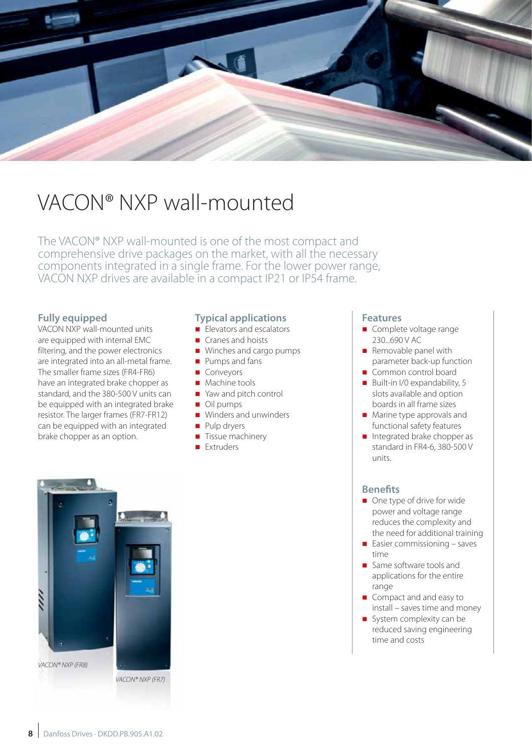# VACON® NXP wall-mounted

The VACON® NXP wall-mounted is one of the most compact and comprehensive drive packages on the market, with all the necessary components integrated in a single frame. For the lower power range, VACON NXP drives are available in a compact IP21 or IP54 frame.

### Fully equipped

VACON NXP wall-mounted units are equipped with internal EMC filtering, and the power electronics are integrated into an all-metal frame. The smaller frame sizes (FR4-FR6) have an integrated brake chopper as standard, and the 380-500 V units can be equipped with an integrated brake resistor. The larger frames (FR7-FR12) can be equipped with an integrated brake chopper as an option.

### Typical applications

- Elevators and escalators
- Cranes and hoists
- Winches and cargo pumps
- Pumps and fans
- Conveyors
- Machine tools
- Yaw and pitch control
- Oil pumps
- Winders and unwinders
- Pulp dryers
- Tissue machinery
- Extruders

### Features

- Complete voltage range 230...690 V AC
- Removable panel with parameter back-up function
- Common control board
- Built-in I/0 expandability, 5 slots available and option boards in all frame sizes
- Marine type approvals and functional safety features
- Integrated brake chopper as standard in FR4-6, 380-500 V units.

### Benefits

- One type of drive for wide power and voltage range reduces the complexity and the need for additional training
- Easier commissioning – saves time
- Same software tools and applications for the entire range
- Compact and easy to install – saves time and money
- System complexity can be reduced saving engineering time and costs

*VACON® NXP (FR8)*

*VACON® NXP (FR7)*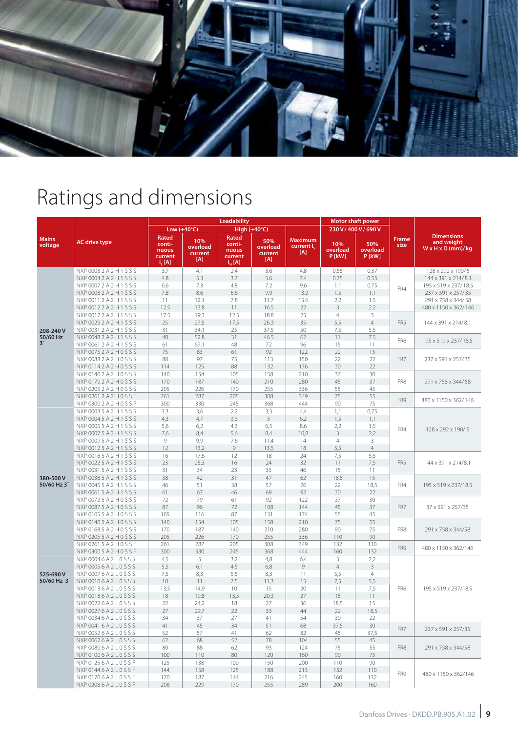# Ratings and dimensions

| Mains voltage | AC drive type | Loadability | | | | | Motor shaft power | | Frame size | Dimensions and weight W x H x D (mm)/kg |
|---|---|---|---|---|---|---|---|---|---|---|
| | | Low (+40°C) | | High (+40°C) | | | 230 V / 400 V / 690 V | | | |
| | | Rated continuous current $I_L$ [A] | 10% overload current [A] | Rated continuous current $I_H$ [A] | 50% overload current [A] | Maximum current $I_S$ [A] | 10% overload P [kW] | 50% overload P [kW] | | |
| 208-240 V 50/60 Hz 3~ | NXP 0003 2 A 2 H 1 S S S | 3.7 | 4.1 | 2.4 | 3.6 | 4.8 | 0.55 | 0.37 | FR4 | 128 x 292 x 190/ 5 |
| | NXP 0004 2 A 2 H 1 S S S | 4.8 | 5.3 | 3.7 | 5.6 | 7.4 | 0.75 | 0.55 | FR4 | 144 x 391 x 214/ 8.1 |
| | NXP 0007 2 A 2 H 1 S S S | 6.6 | 7.3 | 4.8 | 7.2 | 9.6 | 1.1 | 0.75 | FR4 | 195 x 519 x 237/18.5 |
| | NXP 0008 2 A 2 H 1 S S S | 7.8 | 8.6 | 6.6 | 9.9 | 13.2 | 1.5 | 1.1 | FR4 | 237 x 591 x 257/ 35 |
| | NXP 0011 2 A 2 H 1 S S S | 11 | 12.1 | 7.8 | 11.7 | 15.6 | 2.2 | 1.5 | FR4 | 291 x 758 x 344/ 58 |
| | NXP 0012 2 A 2 H 1 S S S | 12.5 | 13.8 | 11 | 16.5 | 22 | 3 | 2.2 | FR4 | 480 x 1150 x 362/ 146 |
| | NXP 0017 2 A 2 H 1 S S S | 17.5 | 19.3 | 12.5 | 18.8 | 25 | 4 | 3 | FR5 | 144 x 391 x 214/ 8.1 |
| | NXP 0025 2 A 2 H 1 S S S | 25 | 27.5 | 17.5 | 26.3 | 35 | 5.5 | 4 | FR5 | 144 x 391 x 214/ 8.1 |
| | NXP 0031 2 A 2 H 1 S S S | 31 | 34.1 | 25 | 37.5 | 50 | 7.5 | 5.5 | FR5 | 144 x 391 x 214/ 8.1 |
| | NXP 0048 2 A 2 H 1 S S S | 48 | 52.8 | 31 | 46.5 | 62 | 11 | 7.5 | FR6 | 195 x 519 x 237/ 18.5 |
| | NXP 0061 2 A 2 H 1 S S S | 61 | 67.1 | 48 | 72 | 96 | 15 | 11 | FR6 | 195 x 519 x 237/ 18.5 |
| | NXP 0075 2 A 2 H 0 S S S | 75 | 83 | 61 | 92 | 122 | 22 | 15 | FR7 | 237 x 591 x 257/ 35 |
| | NXP 0088 2 A 2 H 0 S S S | 88 | 97 | 75 | 113 | 150 | 22 | 22 | FR7 | 237 x 591 x 257/ 35 |
| | NXP 0114 2 A 2 H 0 S S S | 114 | 125 | 88 | 132 | 176 | 30 | 22 | FR7 | 237 x 591 x 257/ 35 |
| | NXP 0140 2 A 2 H 0 S S S | 140 | 154 | 105 | 158 | 210 | 37 | 30 | FR8 | 291 x 758 x 344/ 58 |
| | NXP 0170 2 A 2 H 0 S S S | 170 | 187 | 140 | 210 | 280 | 45 | 37 | FR8 | 291 x 758 x 344/ 58 |
| | NXP 0205 2 A 2 H 0 S S S | 205 | 226 | 170 | 255 | 336 | 55 | 45 | FR8 | 291 x 758 x 344/ 58 |
| | NXP 0261 2 A 2 H 0 S S F | 261 | 287 | 205 | 308 | 349 | 75 | 55 | FR9 | 480 x 1150 x 362/ 146 |
| | NXP 0300 2 A 2 H 0 S S F | 300 | 330 | 245 | 368 | 444 | 90 | 75 | FR9 | 480 x 1150 x 362/ 146 |
| 380-500 V 50/60 Hz 3~ | NXP 0003 5 A 2 H 1 S S S | 3.3 | 3,6 | 2,2 | 3,3 | 4,4 | 1,1 | 0,75 | FR4 | 128 x 292 x 190/ 5 |
| | NXP 0004 5 A 2 H 1 S S S | 4,3 | 4,7 | 3,3 | 5 | 6,2 | 1,5 | 1,1 | FR4 | 128 x 292 x 190/ 5 |
| | NXP 0005 5 A 2 H 1 S S S | 5,6 | 6,2 | 4,3 | 6,5 | 8,6 | 2,2 | 1,5 | FR4 | 128 x 292 x 190/ 5 |
| | NXP 0007 5 A 2 H 1 S S S | 7,6 | 8,4 | 5,6 | 8,4 | 10,8 | 3 | 2,2 | FR4 | 128 x 292 x 190/ 5 |
| | NXP 0009 5 A 2 H 1 S S S | 9 | 9,9 | 7,6 | 11,4 | 14 | 4 | 3 | FR4 | 128 x 292 x 190/ 5 |
| | NXP 0012 5 A 2 H 1 S S S | 12 | 13,2 | 9 | 13,5 | 18 | 5,5 | 4 | FR4 | 128 x 292 x 190/ 5 |
| | NXP 0016 5 A 2 H 1 S S S | 16 | 17,6 | 12 | 18 | 24 | 7,5 | 5,5 | FR5 | 144 x 391 x 214/8.1 |
| | NXP 0022 5 A 2 H 1 S S S | 23 | 25,3 | 16 | 24 | 32 | 11 | 7,5 | FR5 | 144 x 391 x 214/8.1 |
| | NXP 0031 5 A 2 H 1 S S S | 31 | 34 | 23 | 35 | 46 | 15 | 11 | FR5 | 144 x 391 x 214/8.1 |
| | NXP 0038 5 A 2 H 1 S S S | 38 | 42 | 31 | 47 | 62 | 18,5 | 15 | FR4 | 195 x 519 x 237/18.5 |
| | NXP 0045 5 A 2 H 1 S S S | 46 | 51 | 38 | 57 | 76 | 22 | 18,5 | FR4 | 195 x 519 x 237/18.5 |
| | NXP 0061 5 A 2 H 1 S S S | 61 | 67 | 46 | 69 | 92 | 30 | 22 | FR4 | 195 x 519 x 237/18.5 |
| | NXP 0072 5 A 2 H 0 S S S | 72 | 79 | 61 | 92 | 122 | 37 | 30 | FR7 | 37 x 591 x 257/35 |
| | NXP 0087 5 A 2 H 0 S S S | 87 | 96 | 72 | 108 | 144 | 45 | 37 | FR7 | 37 x 591 x 257/35 |
| | NXP 0105 5 A 2 H 0 S S S | 105 | 116 | 87 | 131 | 174 | 55 | 45 | FR7 | 37 x 591 x 257/35 |
| | NXP 0140 5 A 2 H 0 S S S | 140 | 154 | 105 | 158 | 210 | 75 | 55 | FR8 | 291 x 758 x 344/58 |
| | NXP 0168 5 A 2 H 0 S S S | 170 | 187 | 140 | 210 | 280 | 90 | 75 | FR8 | 291 x 758 x 344/58 |
| | NXP 0205 5 A 2 H 0 S S S | 205 | 226 | 170 | 255 | 336 | 110 | 90 | FR8 | 291 x 758 x 344/58 |
| | NXP 0261 5 A 2 H 0 S S F | 261 | 287 | 205 | 308 | 349 | 132 | 110 | FR9 | 480 x 1150 x 362/146 |
| | NXP 0300 5 A 2 H 0 S S F | 300 | 330 | 245 | 368 | 444 | 160 | 132 | FR9 | 480 x 1150 x 362/146 |
| 525-690 V 50/60 Hz 3~ | NXP 0004 6 A 2 L 0 S S S | 4,5 | 5 | 3,2 | 4,8 | 6,4 | 3 | 2,2 | FR6 | 195 x 519 x 237/18.5 |
| | NXP 0005 6 A 2 L 0 S S S | 5,5 | 6,1 | 4,5 | 6,8 | 9 | 4 | 3 | FR6 | 195 x 519 x 237/18.5 |
| | NXP 0007 6 A 2 L 0 S S S | 7,5 | 8,3 | 5,5 | 8,3 | 11 | 5,5 | 4 | FR6 | 195 x 519 x 237/18.5 |
| | NXP 0010 6 A 2 L 0 S S S | 10 | 11 | 7,5 | 11,3 | 15 | 7,5 | 5,5 | FR6 | 195 x 519 x 237/18.5 |
| | NXP 0013 6 A 2 L 0 S S S | 13,5 | 14,9 | 10 | 15 | 20 | 11 | 7,5 | FR6 | 195 x 519 x 237/18.5 |
| | NXP 0018 6 A 2 L 0 S S S | 18 | 19,8 | 13,5 | 20,3 | 27 | 15 | 11 | FR6 | 195 x 519 x 237/18.5 |
| | NXP 0022 6 A 2 L 0 S S S | 22 | 24,2 | 18 | 27 | 36 | 18,5 | 15 | FR6 | 195 x 519 x 237/18.5 |
| | NXP 0027 6 A 2 L 0 S S S | 27 | 29,7 | 22 | 33 | 44 | 22 | 18,5 | FR6 | 195 x 519 x 237/18.5 |
| | NXP 0034 6 A 2 L 0 S S S | 34 | 37 | 27 | 41 | 54 | 30 | 22 | FR6 | 195 x 519 x 237/18.5 |
| | NXP 0041 6 A 2 L 0 S S S | 41 | 45 | 34 | 51 | 68 | 37,5 | 30 | FR7 | 237 x 591 x 257/35 |
| | NXP 0052 6 A 2 L 0 S S S | 52 | 57 | 41 | 62 | 82 | 45 | 37,5 | FR7 | 237 x 591 x 257/35 |
| | NXP 0062 6 A 2 L 0 S S S | 62 | 68 | 52 | 78 | 104 | 55 | 45 | FR8 | 291 x 758 x 344/58 |
| | NXP 0080 6 A 2 L 0 S S S | 80 | 88 | 62 | 93 | 124 | 75 | 55 | FR8 | 291 x 758 x 344/58 |
| | NXP 0100 6 A 2 L 0 S S S | 100 | 110 | 80 | 120 | 160 | 90 | 75 | FR8 | 291 x 758 x 344/58 |
| | NXP 0125 6 A 2 L 0 S S F | 125 | 138 | 100 | 150 | 200 | 110 | 90 | FR9 | 480 x 1150 x 362/146 |
| | NXP 0144 6 A 2 L 0 S S F | 144 | 158 | 125 | 188 | 213 | 132 | 110 | FR9 | 480 x 1150 x 362/146 |
| | NXP 0170 6 A 2 L 0 S S F | 170 | 187 | 144 | 216 | 245 | 160 | 132 | FR9 | 480 x 1150 x 362/146 |
| | NXP 0208 6 A 2 L 0 S S F | 208 | 229 | 170 | 255 | 289 | 200 | 160 | FR9 | 480 x 1150 x 362/146 |

Danfoss Drives · DKDD.PB.905.A1.02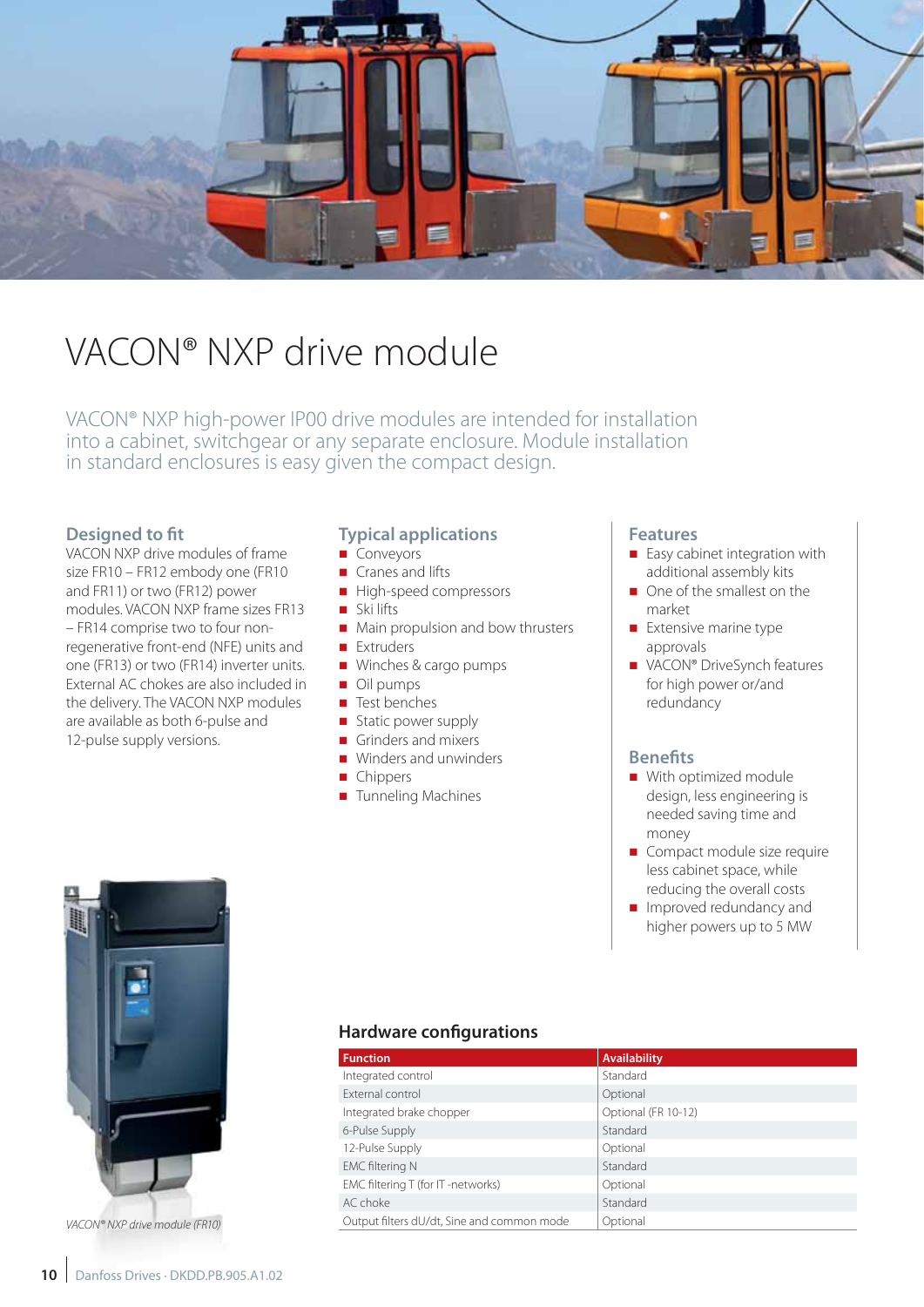# VACON® NXP drive module

VACON® NXP high-power IP00 drive modules are intended for installation into a cabinet, switchgear or any separate enclosure. Module installation in standard enclosures is easy given the compact design.

### Designed to fit

VACON NXP drive modules of frame size FR10 – FR12 embody one (FR10 and FR11) or two (FR12) power modules. VACON NXP frame sizes FR13 – FR14 comprise two to four non-regenerative front-end (NFE) units and one (FR13) or two (FR14) inverter units. External AC chokes are also included in the delivery. The VACON NXP modules are available as both 6-pulse and 12-pulse supply versions.

### Typical applications

- Conveyors
- Cranes and lifts
- High-speed compressors
- Ski lifts
- Main propulsion and bow thrusters
- Extruders
- Winches & cargo pumps
- Oil pumps
- Test benches
- Static power supply
- Grinders and mixers
- Winders and unwinders
- Chippers
- Tunneling Machines

### Features

- Easy cabinet integration with additional assembly kits
- One of the smallest on the market
- Extensive marine type approvals
- VACON® DriveSynch features for high power or/and redundancy

### Benefits

- With optimized module design, less engineering is needed saving time and money
- Compact module size require less cabinet space, while reducing the overall costs
- Improved redundancy and higher powers up to 5 MW

*VACON® NXP drive module (FR10)*

### Hardware configurations

| Function | Availability |
| --- | --- |
| Integrated control | Standard |
| External control | Optional |
| Integrated brake chopper | Optional (FR 10-12) |
| 6-Pulse Supply | Standard |
| 12-Pulse Supply | Optional |
| EMC filtering N | Standard |
| EMC filtering T (for IT -networks) | Optional |
| AC choke | Standard |
| Output filters dU/dt, Sine and common mode | Optional |

Danfoss Drives · DKDD.PB.905.A1.02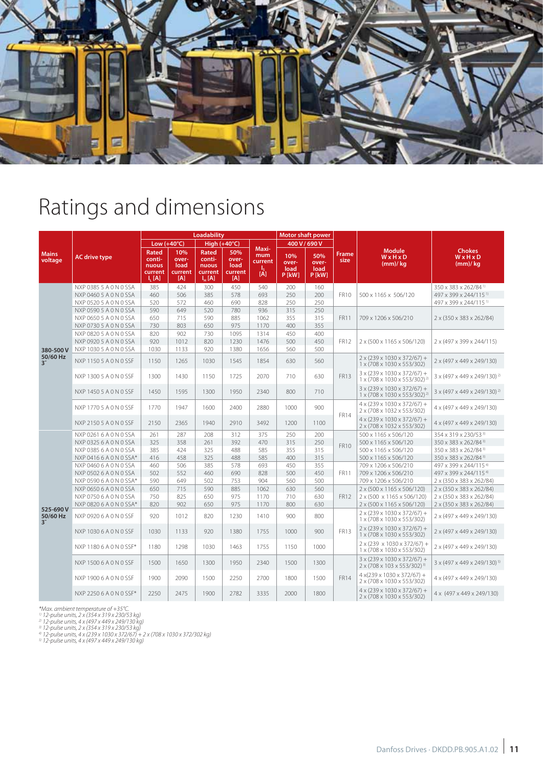# Ratings and dimensions

| Mains voltage | AC drive type | Loadability | | | | | Motor shaft power | | Frame size | Module W x H x D (mm)/ kg | Chokes W x H x D (mm)/ kg |
|---|---|---|---|---|---|---|---|---|---|---|---|
| | | Low (+40°C) | | High (+40°C) | | Maximum current $I_S$ [A] | 400 V / 690 V | | | | |
| | | Rated continuous current $I_L$ [A] | 10% overload current [A] | Rated continuous current $I_H$ [A] | 50% overload current [A] | | 10% overload P [kW] | 50% overload P [kW] | | | |
| 380-500 V 50/60 Hz 3~ | NXP 0385 5 A 0 N 0 SSA | 385 | 424 | 300 | 450 | 540 | 200 | 160 | FR10 | 500 x 1165 x 506/120 | 350 x 383 x 262/84 [1] |
| | NXP 0460 5 A 0 N 0 SSA | 460 | 506 | 385 | 578 | 693 | 250 | 200 | | | 497 x 399 x 244/115 [1] |
| | NXP 0520 5 A 0 N 0 SSA | 520 | 572 | 460 | 690 | 828 | 250 | 250 | | | 497 x 399 x 244/115 [1] |
| | NXP 0590 5 A 0 N 0 SSA | 590 | 649 | 520 | 780 | 936 | 315 | 250 | FR11 | 709 x 1206 x 506/210 | 2 x (350 x 383 x 262/84) |
| | NXP 0650 5 A 0 N 0 SSA | 650 | 715 | 590 | 885 | 1062 | 355 | 315 | | | |
| | NXP 0730 5 A 0 N 0 SSA | 730 | 803 | 650 | 975 | 1170 | 400 | 355 | | | |
| | NXP 0820 5 A 0 N 0 SSA | 820 | 902 | 730 | 1095 | 1314 | 450 | 400 | FR12 | 2 x (500 x 1165 x 506/120) | 2 x (497 x 399 x 244/115) |
| | NXP 0920 5 A 0 N 0 SSA | 920 | 1012 | 820 | 1230 | 1476 | 500 | 450 | | | |
| | NXP 1030 5 A 0 N 0 SSA | 1030 | 1133 | 920 | 1380 | 1656 | 560 | 500 | | | |
| | NXP 1150 5 A 0 N 0 SSF | 1150 | 1265 | 1030 | 1545 | 1854 | 630 | 560 | FR13 | 2 x (239 x 1030 x 372/67) + 1 x (708 x 1030 x 553/302) | 2 x (497 x 449 x 249/130) |
| | NXP 1300 5 A 0 N 0 SSF | 1300 | 1430 | 1150 | 1725 | 2070 | 710 | 630 | | 3 x (239 x 1030 x 372/67) + 1 x (708 x 1030 x 553/302) [2] | 3 x (497 x 449 x 249/130) [2] |
| | NXP 1450 5 A 0 N 0 SSF | 1450 | 1595 | 1300 | 1950 | 2340 | 800 | 710 | | 3 x (239 x 1030 x 372/67) + 1 x (708 x 1030 x 553/302) [2] | 3 x (497 x 449 x 249/130) [2] |
| | NXP 1770 5 A 0 N 0 SSF | 1770 | 1947 | 1600 | 2400 | 2880 | 1000 | 900 | FR14 | 4 x (239 x 1030 x 372/67) + 2 x (708 x 1032 x 553/302) | 4 x (497 x 449 x 249/130) |
| | NXP 2150 5 A 0 N 0 SSF | 2150 | 2365 | 1940 | 2910 | 3492 | 1200 | 1100 | | 4 x (239 x 1030 x 372/67) + 2 x (708 x 1032 x 553/302) | 4 x (497 x 449 x 249/130) |
| 525-690 V 50/60 Hz 3~ | NXP 0261 6 A 0 N 0 SSA | 261 | 287 | 208 | 312 | 375 | 250 | 200 | FR10 | 500 x 1165 x 506/120 | 354 x 319 x 230/53 [3] |
| | NXP 0325 6 A 0 N 0 SSA | 325 | 358 | 261 | 392 | 470 | 315 | 250 | | 500 x 1165 x 506/120 | 350 x 383 x 262/84 [3] |
| | NXP 0385 6 A 0 N 0 SSA | 385 | 424 | 325 | 488 | 585 | 355 | 315 | | 500 x 1165 x 506/120 | 350 x 383 x 262/84 [3] |
| | NXP 0416 6 A 0 N 0 SSA* | 416 | 458 | 325 | 488 | 585 | 400 | 315 | | 500 x 1165 x 506/120 | 350 x 383 x 262/84 [3] |
| | NXP 0460 6 A 0 N 0 SSA | 460 | 506 | 385 | 578 | 693 | 450 | 355 | FR11 | 709 x 1206 x 506/210 | 497 x 399 x 244/115 [4] |
| | NXP 0502 6 A 0 N 0 SSA | 502 | 552 | 460 | 690 | 828 | 500 | 450 | | 709 x 1206 x 506/210 | 497 x 399 x 244/115 [4] |
| | NXP 0590 6 A 0 N 0 SSA* | 590 | 649 | 502 | 753 | 904 | 560 | 500 | | 709 x 1206 x 506/210 | 2 x (350 x 383 x 262/84) |
| | NXP 0650 6 A 0 N 0 SSA | 650 | 715 | 590 | 885 | 1062 | 630 | 560 | FR12 | 2 x (500 x 1165 x 506/120) | 2 x (350 x 383 x 262/84) |
| | NXP 0750 6 A 0 N 0 SSA | 750 | 825 | 650 | 975 | 1170 | 710 | 630 | | 2 x (500 x 1165 x 506/120) | 2 x (350 x 383 x 262/84) |
| | NXP 0820 6 A 0 N 0 SSA* | 820 | 902 | 650 | 975 | 1170 | 800 | 630 | | 2 x (500 x 1165 x 506/120) | 2 x (350 x 383 x 262/84) |
| | NXP 0920 6 A 0 N 0 SSF | 920 | 1012 | 820 | 1230 | 1410 | 900 | 800 | FR13 | 2 x (239 x 1030 x 372/67) + 1 x (708 x 1030 x 553/302) | 2 x (497 x 449 x 249/130) |
| | NXP 1030 6 A 0 N 0 SSF | 1030 | 1133 | 920 | 1380 | 1755 | 1000 | 900 | | 2 x (239 x 1030 x 372/67) + 1 x (708 x 1030 x 553/302) | 2 x (497 x 449 x 249/130) |
| | NXP 1180 6 A 0 N 0 SSF* | 1180 | 1298 | 1030 | 1463 | 1755 | 1150 | 1000 | | 2 x (239 x 1030 x 372/67) + 1 x (708 x 1030 x 553/302) | 2 x (497 x 449 x 249/130) |
| | NXP 1500 6 A 0 N 0 SSF | 1500 | 1650 | 1300 | 1950 | 2340 | 1500 | 1300 | FR14 | 3 x (239 x 1030 x 372/67) + 2 x (708 x 103 x 553/302) [5] | 3 x (497 x 449 x 249/130) [5] |
| | NXP 1900 6 A 0 N 0 SSF | 1900 | 2090 | 1500 | 2250 | 2700 | 1800 | 1500 | | 4 x(239 x 1030 x 372/67) + 2 x (708 x 1030 x 553/302) | 4 x (497 x 449 x 249/130) |
| | NXP 2250 6 A 0 N 0 SSF* | 2250 | 2475 | 1900 | 2782 | 3335 | 2000 | 1800 | | 4 x (239 x 1030 x 372/67) + 2 x (708 x 1030 x 553/302) | 4 x (497 x 449 x 249/130) |

*Max. ambient temperature of +35°C.*
[1] *12-pulse units, 2 x (354 x 319 x 230/53 kg)*
[2] *12-pulse units, 4 x (497 x 449 x 249/130 kg)*
[3] *12-pulse units, 2 x (354 x 319 x 230/53 kg)*
[4] *12-pulse units, 4 x (239 x 1030 x 372/67) + 2 x (708 x 1030 x 372/302 kg)*
[5] *12-pulse units, 4 x (497 x 449 x 249/130 kg)*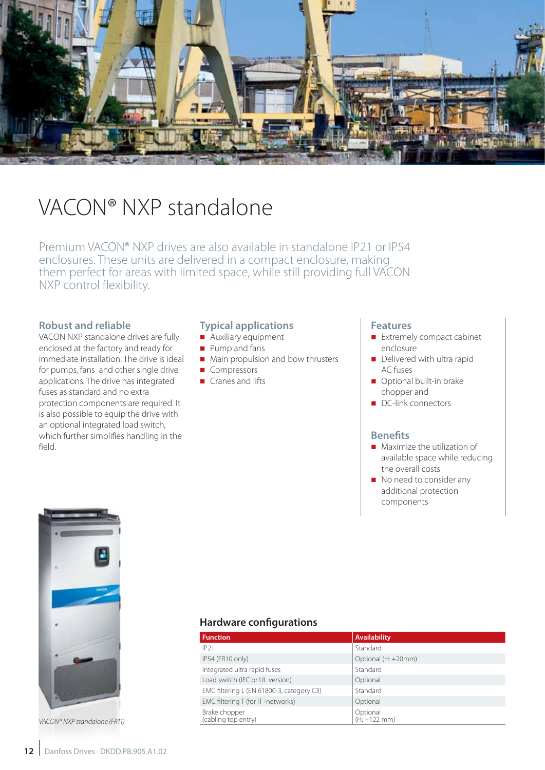# VACON® NXP standalone

Premium VACON® NXP drives are also available in standalone IP21 or IP54 enclosures. These units are delivered in a compact enclosure, making them perfect for areas with limited space, while still providing full VACON NXP control flexibility.

### Robust and reliable

VACON NXP standalone drives are fully enclosed at the factory and ready for immediate installation. The drive is ideal for pumps, fans and other single drive applications. The drive has integrated fuses as standard and no extra protection components are required. It is also possible to equip the drive with an optional integrated load switch, which further simplifies handling in the field.

### Typical applications

- Auxiliary equipment
- Pump and fans
- Main propulsion and bow thrusters
- Compressors
- Cranes and lifts

### Features

- Extremely compact cabinet enclosure
- Delivered with ultra rapid AC fuses
- Optional built-in brake chopper and
- DC-link connectors

### Benefits

- Maximize the utilization of available space while reducing the overall costs
- No need to consider any additional protection components

*VACON® NXP standalone (FR11)*

### Hardware configurations

| Function | Availability |
| --- | --- |
| IP21 | Standard |
| IP54 (FR10 only) | Optional (H: +20mm) |
| Integrated ultra rapid fuses | Standard |
| Load switch (IEC or UL version) | Optional |
| EMC filtering L (EN 61800-3, category C3) | Standard |
| EMC filtering T (for IT -networks) | Optional |
| Brake chopper (cabling top entry) | Optional (H: +122 mm) |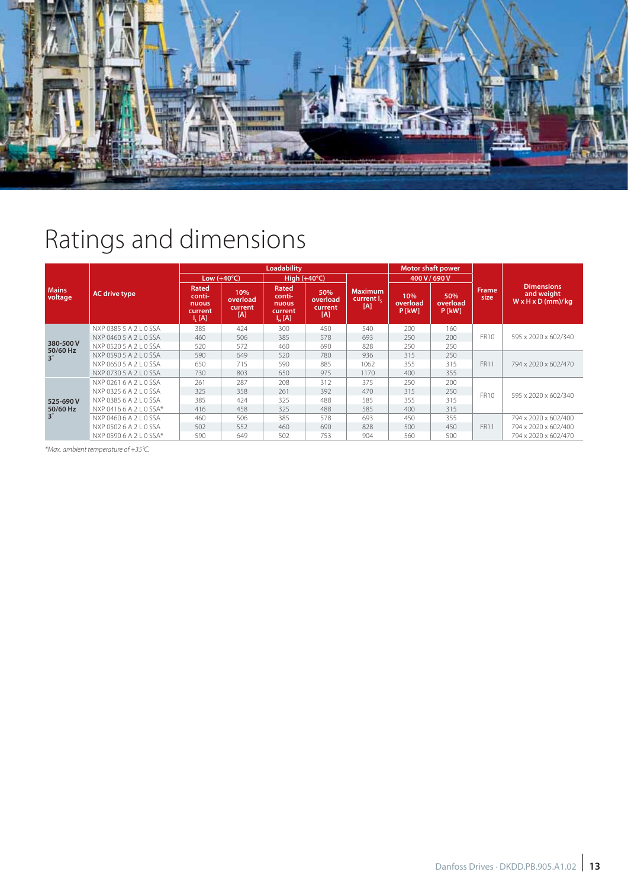# Ratings and dimensions

| Mains voltage | AC drive type | Loadability | | | | | Motor shaft power | | Frame size | Dimensions and weight W x H x D (mm)/kg |
|---|---|---|---|---|---|---|---|---|---|---|
| | | Low (+40°C) | | High (+40°C) | | Maximum current $I_S$ [A] | 400 V / 690 V | | | |
| | | Rated continuous current $I_L$ [A] | 10% overload current [A] | Rated continuous current $I_H$ [A] | 50% overload current [A] | | 10% overload P [kW] | 50% overload P [kW] | | |
| 380-500 V 50/60 Hz 3~ | NXP 0385 5 A 2 L 0 SSA | 385 | 424 | 300 | 450 | 540 | 200 | 160 | FR10 | 595 x 2020 x 602/340 |
| | NXP 0460 5 A 2 L 0 SSA | 460 | 506 | 385 | 578 | 693 | 250 | 200 | | |
| | NXP 0520 5 A 2 L 0 SSA | 520 | 572 | 460 | 690 | 828 | 250 | 250 | | |
| | NXP 0590 5 A 2 L 0 SSA | 590 | 649 | 520 | 780 | 936 | 315 | 250 | FR11 | 794 x 2020 x 602/470 |
| | NXP 0650 5 A 2 L 0 SSA | 650 | 715 | 590 | 885 | 1062 | 355 | 315 | | |
| | NXP 0730 5 A 2 L 0 SSA | 730 | 803 | 650 | 975 | 1170 | 400 | 355 | | |
| 525-690 V 50/60 Hz 3~ | NXP 0261 6 A 2 L 0 SSA | 261 | 287 | 208 | 312 | 375 | 250 | 200 | FR10 | 595 x 2020 x 602/340 |
| | NXP 0325 6 A 2 L 0 SSA | 325 | 358 | 261 | 392 | 470 | 315 | 250 | | |
| | NXP 0385 6 A 2 L 0 SSA | 385 | 424 | 325 | 488 | 585 | 355 | 315 | | |
| | NXP 0416 6 A 2 L 0 SSA* | 416 | 458 | 325 | 488 | 585 | 400 | 315 | | |
| | NXP 0460 6 A 2 L 0 SSA | 460 | 506 | 385 | 578 | 693 | 450 | 355 | FR11 | 794 x 2020 x 602/400 |
| | NXP 0502 6 A 2 L 0 SSA | 502 | 552 | 460 | 690 | 828 | 500 | 450 | | 794 x 2020 x 602/400 |
| | NXP 0590 6 A 2 L 0 SSA* | 590 | 649 | 502 | 753 | 904 | 560 | 500 | | 794 x 2020 x 602/470 |

*Max. ambient temperature of +35°C.*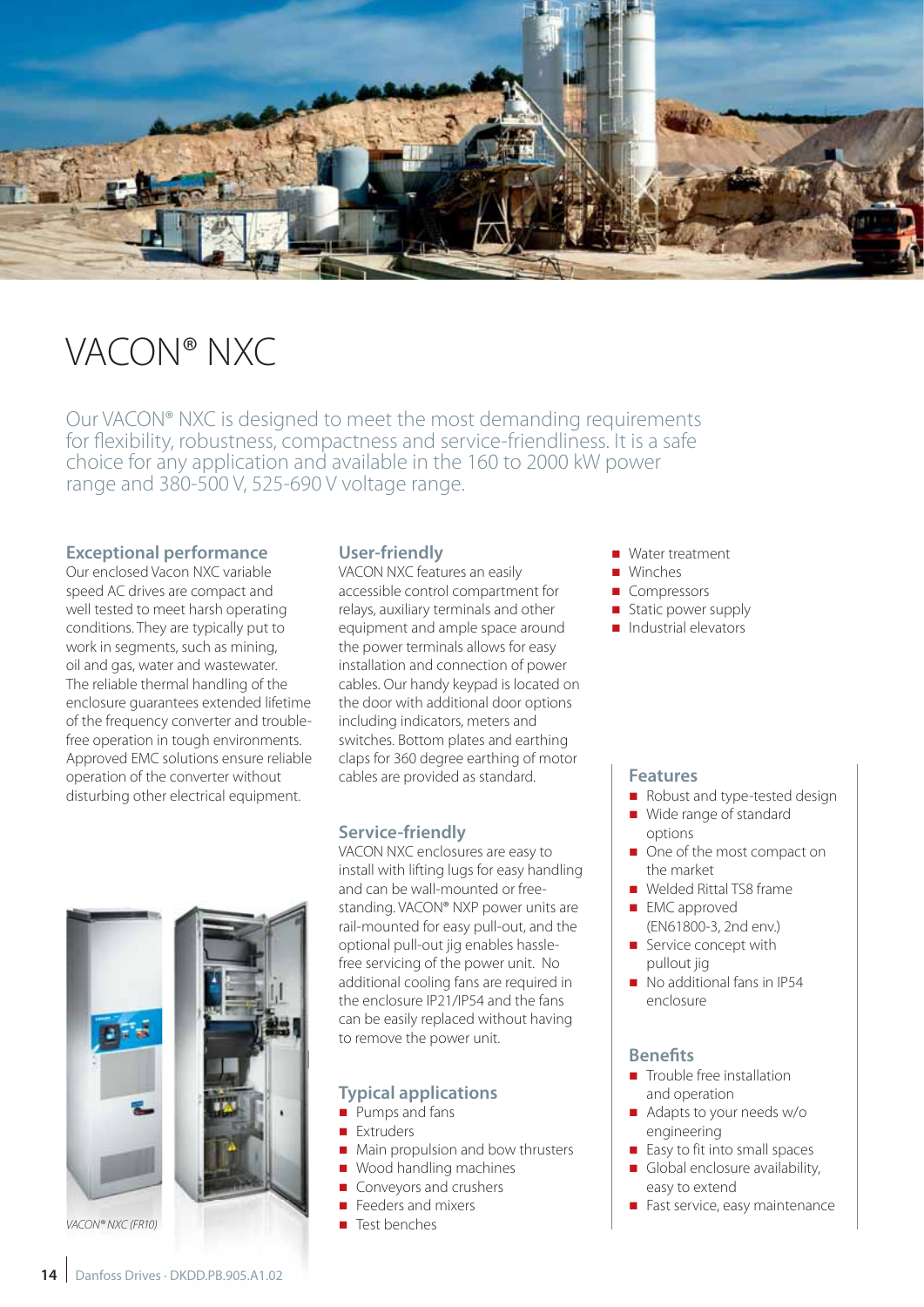# VACON® NXC

Our VACON® NXC is designed to meet the most demanding requirements for flexibility, robustness, compactness and service-friendliness. It is a safe choice for any application and available in the 160 to 2000 kW power range and 380-500 V, 525-690 V voltage range.

## Exceptional performance

Our enclosed Vacon NXC variable speed AC drives are compact and well tested to meet harsh operating conditions. They are typically put to work in segments, such as mining, oil and gas, water and wastewater. The reliable thermal handling of the enclosure guarantees extended lifetime of the frequency converter and trouble-free operation in tough environments. Approved EMC solutions ensure reliable operation of the converter without disturbing other electrical equipment.

## User-friendly

VACON NXC features an easily accessible control compartment for relays, auxiliary terminals and other equipment and ample space around the power terminals allows for easy installation and connection of power cables. Our handy keypad is located on the door with additional door options including indicators, meters and switches. Bottom plates and earthing claps for 360 degree earthing of motor cables are provided as standard.

## Service-friendly

VACON NXC enclosures are easy to install with lifting lugs for easy handling and can be wall-mounted or free-standing. VACON® NXP power units are rail-mounted for easy pull-out, and the optional pull-out jig enables hassle-free servicing of the power unit. No additional cooling fans are required in the enclosure IP21/IP54 and the fans can be easily replaced without having to remove the power unit.

## Typical applications

- Pumps and fans
- Extruders
- Main propulsion and bow thrusters
- Wood handling machines
- Conveyors and crushers
- Feeders and mixers
- Test benches
- Water treatment
- Winches
- Compressors
- Static power supply
- Industrial elevators

*VACON® NXC (FR10)*

## Features

- Robust and type-tested design
- Wide range of standard options
- One of the most compact on the market
- Welded Rittal TS8 frame
- EMC approved (EN61800-3, 2nd env.)
- Service concept with pullout jig
- No additional fans in IP54 enclosure

## Benefits

- Trouble free installation and operation
- Adapts to your needs w/o engineering
- Easy to fit into small spaces
- Global enclosure availability, easy to extend
- Fast service, easy maintenance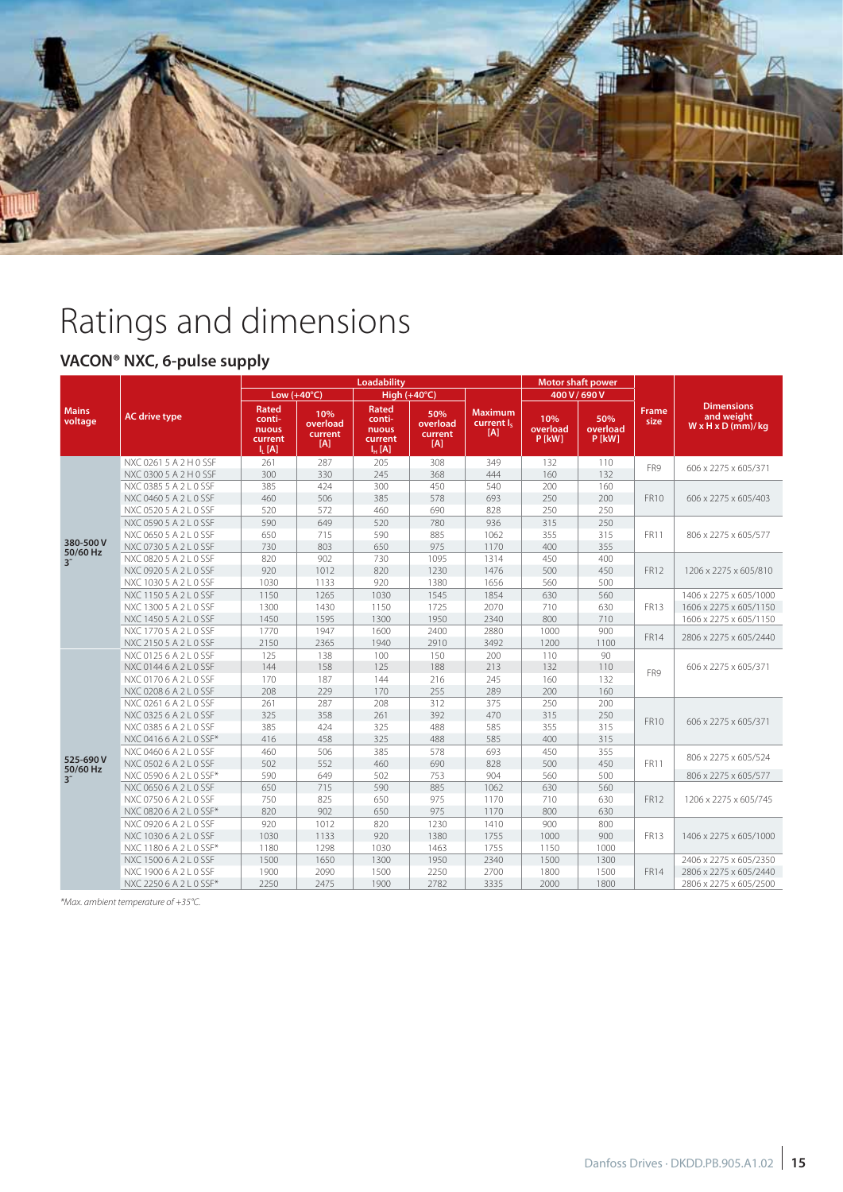# Ratings and dimensions

## VACON® NXC, 6-pulse supply

| Mains voltage | AC drive type | Loadability | | | | | Motor shaft power | | Frame size | Dimensions and weight W x H x D (mm)/kg |
|---|---|---|---|---|---|---|---|---|---|---|
| | | Low (+40°C) | | High (+40°C) | | Maximum current $I_S$ [A] | 400 V / 690 V | | | |
| | | Rated continuous current $I_L$ [A] | 10% overload current [A] | Rated continuous current $I_H$ [A] | 50% overload current [A] | | 10% overload P [kW] | 50% overload P [kW] | | |
| 380-500 V 50/60 Hz 3~ | NXC 0261 5 A 2 H 0 SSF | 261 | 287 | 205 | 308 | 349 | 132 | 110 | FR9 | 606 x 2275 x 605/371 |
| | NXC 0300 5 A 2 H 0 SSF | 300 | 330 | 245 | 368 | 444 | 160 | 132 | | |
| | NXC 0385 5 A 2 L 0 SSF | 385 | 424 | 300 | 450 | 540 | 200 | 160 | FR10 | 606 x 2275 x 605/403 |
| | NXC 0460 5 A 2 L 0 SSF | 460 | 506 | 385 | 578 | 693 | 250 | 200 | | |
| | NXC 0520 5 A 2 L 0 SSF | 520 | 572 | 460 | 690 | 828 | 250 | 250 | | |
| | NXC 0590 5 A 2 L 0 SSF | 590 | 649 | 520 | 780 | 936 | 315 | 250 | FR11 | 806 x 2275 x 605/577 |
| | NXC 0650 5 A 2 L 0 SSF | 650 | 715 | 590 | 885 | 1062 | 355 | 315 | | |
| | NXC 0730 5 A 2 L 0 SSF | 730 | 803 | 650 | 975 | 1170 | 400 | 355 | | |
| | NXC 0820 5 A 2 L 0 SSF | 820 | 902 | 730 | 1095 | 1314 | 450 | 400 | FR12 | 1206 x 2275 x 605/810 |
| | NXC 0920 5 A 2 L 0 SSF | 920 | 1012 | 820 | 1230 | 1476 | 500 | 450 | | |
| | NXC 1030 5 A 2 L 0 SSF | 1030 | 1133 | 920 | 1380 | 1656 | 560 | 500 | | |
| | NXC 1150 5 A 2 L 0 SSF | 1150 | 1265 | 1030 | 1545 | 1854 | 630 | 560 | FR13 | 1406 x 2275 x 605/1000 |
| | NXC 1300 5 A 2 L 0 SSF | 1300 | 1430 | 1150 | 1725 | 2070 | 710 | 630 | | 1606 x 2275 x 605/1150 |
| | NXC 1450 5 A 2 L 0 SSF | 1450 | 1595 | 1300 | 1950 | 2340 | 800 | 710 | | 1606 x 2275 x 605/1150 |
| | NXC 1770 5 A 2 L 0 SSF | 1770 | 1947 | 1600 | 2400 | 2880 | 1000 | 900 | FR14 | 2806 x 2275 x 605/2440 |
| | NXC 2150 5 A 2 L 0 SSF | 2150 | 2365 | 1940 | 2910 | 3492 | 1200 | 1100 | | |
| 525-690 V 50/60 Hz 3~ | NXC 0125 6 A 2 L 0 SSF | 125 | 138 | 100 | 150 | 200 | 110 | 90 | FR9 | 606 x 2275 x 605/371 |
| | NXC 0144 6 A 2 L 0 SSF | 144 | 158 | 125 | 188 | 213 | 132 | 110 | | |
| | NXC 0170 6 A 2 L 0 SSF | 170 | 187 | 144 | 216 | 245 | 160 | 132 | | |
| | NXC 0208 6 A 2 L 0 SSF | 208 | 229 | 170 | 255 | 289 | 200 | 160 | | |
| | NXC 0261 6 A 2 L 0 SSF | 261 | 287 | 208 | 312 | 375 | 250 | 200 | FR10 | 606 x 2275 x 605/371 |
| | NXC 0325 6 A 2 L 0 SSF | 325 | 358 | 261 | 392 | 470 | 315 | 250 | | |
| | NXC 0385 6 A 2 L 0 SSF | 385 | 424 | 325 | 488 | 585 | 355 | 315 | | |
| | NXC 0416 6 A 2 L 0 SSF* | 416 | 458 | 325 | 488 | 585 | 400 | 315 | | |
| | NXC 0460 6 A 2 L 0 SSF | 460 | 506 | 385 | 578 | 693 | 450 | 355 | FR11 | 806 x 2275 x 605/524 |
| | NXC 0502 6 A 2 L 0 SSF | 502 | 552 | 460 | 690 | 828 | 500 | 450 | | |
| | NXC 0590 6 A 2 L 0 SSF* | 590 | 649 | 502 | 753 | 904 | 560 | 500 | | 806 x 2275 x 605/577 |
| | NXC 0650 6 A 2 L 0 SSF | 650 | 715 | 590 | 885 | 1062 | 630 | 560 | FR12 | 1206 x 2275 x 605/745 |
| | NXC 0750 6 A 2 L 0 SSF | 750 | 825 | 650 | 975 | 1170 | 710 | 630 | | |
| | NXC 0820 6 A 2 L 0 SSF* | 820 | 902 | 650 | 975 | 1170 | 800 | 630 | | |
| | NXC 0920 6 A 2 L 0 SSF | 920 | 1012 | 820 | 1230 | 1410 | 900 | 800 | FR13 | 1406 x 2275 x 605/1000 |
| | NXC 1030 6 A 2 L 0 SSF | 1030 | 1133 | 920 | 1380 | 1755 | 1000 | 900 | | |
| | NXC 1180 6 A 2 L 0 SSF* | 1180 | 1298 | 1030 | 1463 | 1755 | 1150 | 1000 | | |
| | NXC 1500 6 A 2 L 0 SSF | 1500 | 1650 | 1300 | 1950 | 2340 | 1500 | 1300 | FR14 | 2406 x 2275 x 605/2350 |
| | NXC 1900 6 A 2 L 0 SSF | 1900 | 2090 | 1500 | 2250 | 2700 | 1800 | 1500 | | 2806 x 2275 x 605/2440 |
| | NXC 2250 6 A 2 L 0 SSF* | 2250 | 2475 | 1900 | 2782 | 3335 | 2000 | 1800 | | 2806 x 2275 x 605/2500 |

*Max. ambient temperature of +35°C.*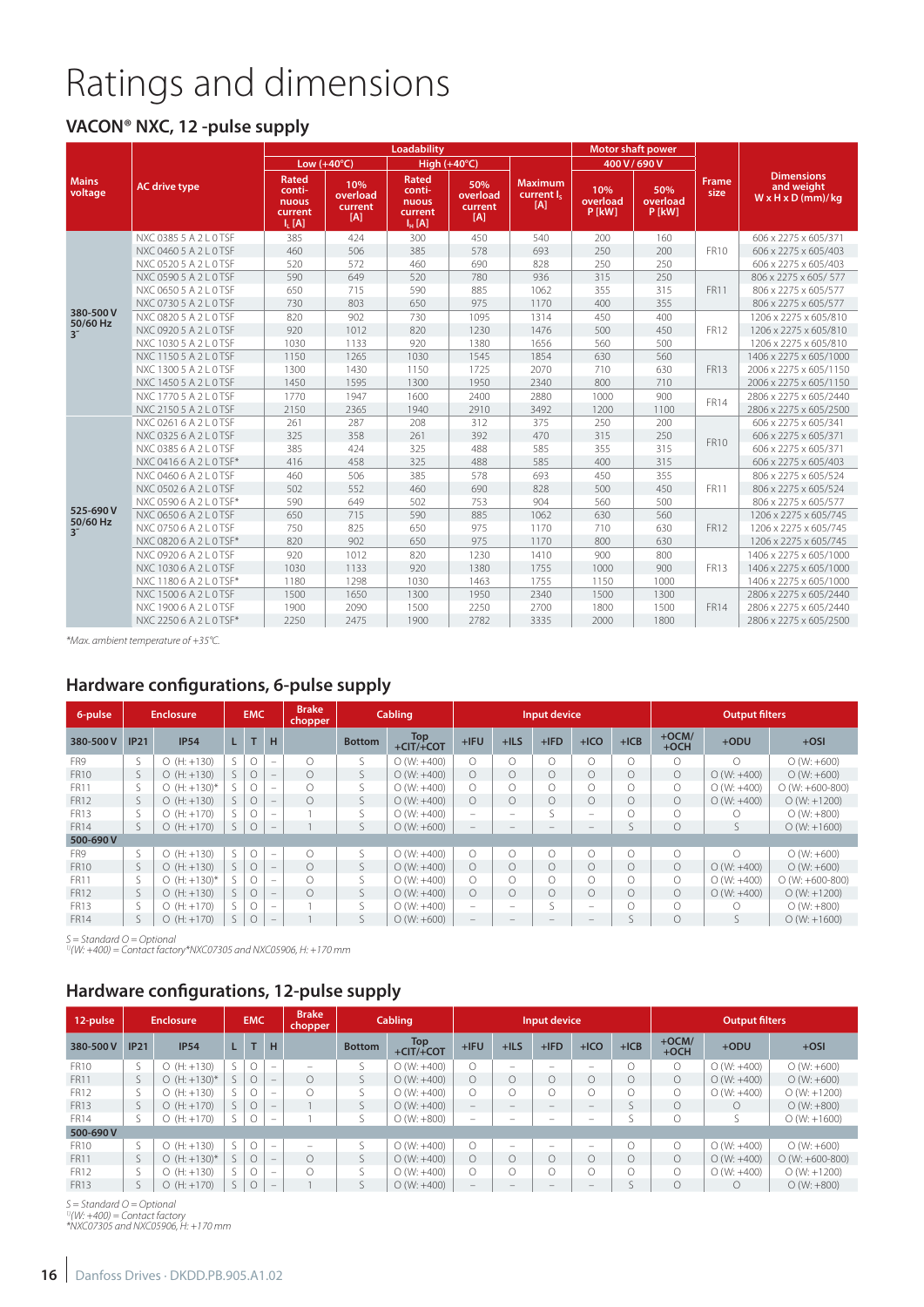# Ratings and dimensions

## VACON® NXC, 12 -pulse supply

| Mains voltage | AC drive type | Loadability | | | | | Motor shaft power | | Frame size | Dimensions and weight W x H x D (mm)/kg |
|---|---|---|---|---|---|---|---|---|---|---|
| | | Low (+40°C) | | High (+40°C) | | | 400 V / 690 V | | | |
| | | Rated continuous current $I_L$ [A] | 10% overload current [A] | Rated continuous current $I_H$ [A] | 50% overload current [A] | Maximum current $I_S$ [A] | 10% overload P [kW] | 50% overload P [kW] | | |
| 380-500 V 50/60 Hz 3~ | NXC 0385 5 A 2 L 0 TSF | 385 | 424 | 300 | 450 | 540 | 200 | 160 | FR10 | 606 x 2275 x 605/371 |
| | NXC 0460 5 A 2 L 0 TSF | 460 | 506 | 385 | 578 | 693 | 250 | 200 | | 606 x 2275 x 605/403 |
| | NXC 0520 5 A 2 L 0 TSF | 520 | 572 | 460 | 690 | 828 | 250 | 250 | | 606 x 2275 x 605/403 |
| | NXC 0590 5 A 2 L 0 TSF | 590 | 649 | 520 | 780 | 936 | 315 | 250 | FR11 | 806 x 2275 x 605/ 577 |
| | NXC 0650 5 A 2 L 0 TSF | 650 | 715 | 590 | 885 | 1062 | 355 | 315 | | 806 x 2275 x 605/577 |
| | NXC 0730 5 A 2 L 0 TSF | 730 | 803 | 650 | 975 | 1170 | 400 | 355 | | 806 x 2275 x 605/577 |
| | NXC 0820 5 A 2 L 0 TSF | 820 | 902 | 730 | 1095 | 1314 | 450 | 400 | FR12 | 1206 x 2275 x 605/810 |
| | NXC 0920 5 A 2 L 0 TSF | 920 | 1012 | 820 | 1230 | 1476 | 500 | 450 | | 1206 x 2275 x 605/810 |
| | NXC 1030 5 A 2 L 0 TSF | 1030 | 1133 | 920 | 1380 | 1656 | 560 | 500 | | 1206 x 2275 x 605/810 |
| | NXC 1150 5 A 2 L 0 TSF | 1150 | 1265 | 1030 | 1545 | 1854 | 630 | 560 | FR13 | 1406 x 2275 x 605/1000 |
| | NXC 1300 5 A 2 L 0 TSF | 1300 | 1430 | 1150 | 1725 | 2070 | 710 | 630 | | 2006 x 2275 x 605/1150 |
| | NXC 1450 5 A 2 L 0 TSF | 1450 | 1595 | 1300 | 1950 | 2340 | 800 | 710 | | 2006 x 2275 x 605/1150 |
| | NXC 1770 5 A 2 L 0 TSF | 1770 | 1947 | 1600 | 2400 | 2880 | 1000 | 900 | FR14 | 2806 x 2275 x 605/2440 |
| | NXC 2150 5 A 2 L 0 TSF | 2150 | 2365 | 1940 | 2910 | 3492 | 1200 | 1100 | | 2806 x 2275 x 605/2500 |
| 525-690 V 50/60 Hz 3~ | NXC 0261 6 A 2 L 0 TSF | 261 | 287 | 208 | 312 | 375 | 250 | 200 | FR10 | 606 x 2275 x 605/341 |
| | NXC 0325 6 A 2 L 0 TSF | 325 | 358 | 261 | 392 | 470 | 315 | 250 | | 606 x 2275 x 605/371 |
| | NXC 0385 6 A 2 L 0 TSF | 385 | 424 | 325 | 488 | 585 | 355 | 315 | | 606 x 2275 x 605/371 |
| | NXC 0416 6 A 2 L 0 TSF* | 416 | 458 | 325 | 488 | 585 | 400 | 315 | | 606 x 2275 x 605/403 |
| | NXC 0460 6 A 2 L 0 TSF | 460 | 506 | 385 | 578 | 693 | 450 | 355 | FR11 | 806 x 2275 x 605/524 |
| | NXC 0502 6 A 2 L 0 TSF | 502 | 552 | 460 | 690 | 828 | 500 | 450 | | 806 x 2275 x 605/524 |
| | NXC 0590 6 A 2 L 0 TSF* | 590 | 649 | 502 | 753 | 904 | 560 | 500 | | 806 x 2275 x 605/577 |
| | NXC 0650 6 A 2 L 0 TSF | 650 | 715 | 590 | 885 | 1062 | 630 | 560 | FR12 | 1206 x 2275 x 605/745 |
| | NXC 0750 6 A 2 L 0 TSF | 750 | 825 | 650 | 975 | 1170 | 710 | 630 | | 1206 x 2275 x 605/745 |
| | NXC 0820 6 A 2 L 0 TSF* | 820 | 902 | 650 | 975 | 1170 | 800 | 630 | | 1206 x 2275 x 605/745 |
| | NXC 0920 6 A 2 L 0 TSF | 920 | 1012 | 820 | 1230 | 1410 | 900 | 800 | FR13 | 1406 x 2275 x 605/1000 |
| | NXC 1030 6 A 2 L 0 TSF | 1030 | 1133 | 920 | 1380 | 1755 | 1000 | 900 | | 1406 x 2275 x 605/1000 |
| | NXC 1180 6 A 2 L 0 TSF* | 1180 | 1298 | 1030 | 1463 | 1755 | 1150 | 1000 | | 1406 x 2275 x 605/1000 |
| | NXC 1500 6 A 2 L 0 TSF | 1500 | 1650 | 1300 | 1950 | 2340 | 1500 | 1300 | FR14 | 2806 x 2275 x 605/2440 |
| | NXC 1900 6 A 2 L 0 TSF | 1900 | 2090 | 1500 | 2250 | 2700 | 1800 | 1500 | | 2806 x 2275 x 605/2440 |
| | NXC 2250 6 A 2 L 0 TSF* | 2250 | 2475 | 1900 | 2782 | 3335 | 2000 | 1800 | | 2806 x 2275 x 605/2500 |

*Max. ambient temperature of +35°C.*

## Hardware configurations, 6-pulse supply

| 6-pulse | Enclosure | | EMC | | | Brake chopper | Cabling | | Input device | | | | | Output filters | | |
|---|---|---|---|---|---|---|---|---|---|---|---|---|---|---|---|---|
| 380-500 V | IP21 | IP54 | L | T | H | | Bottom | Top +CIT/+COT | +IFU | +ILS | +IFD | +ICO | +ICB | +OCM/ +OCH | +ODU | +OSI |
| FR9 | S | O (H: +130) | S | O | – | O | S | O (W: +400) | O | O | O | O | O | O | O | O (W: +600) |
| FR10 | S | O (H: +130) | S | O | – | O | S | O (W: +400) | O | O | O | O | O | O | O (W: +400) | O (W: +600) |
| FR11 | S | O (H: +130)* | S | O | – | O | S | O (W: +400) | O | O | O | O | O | O | O (W: +400) | O (W: +600-800) |
| FR12 | S | O (H: +130) | S | O | – | O | S | O (W: +400) | O | O | O | O | O | O | O (W: +400) | O (W: +1200) |
| FR13 | S | O (H: +170) | S | O | – | 1 | S | O (W: +400) | – | – | S | – | O | O | O | O (W: +800) |
| FR14 | S | O (H: +170) | S | O | – | 1 | S | O (W: +600) | – | – | – | – | S | O | S | O (W: +1600) |
| **500-690 V** | | | | | | | | | | | | | | | | |
| FR9 | S | O (H: +130) | S | O | – | O | S | O (W: +400) | O | O | O | O | O | O | O | O (W: +600) |
| FR10 | S | O (H: +130) | S | O | – | O | S | O (W: +400) | O | O | O | O | O | O | O (W: +400) | O (W: +600) |
| FR11 | S | O (H: +130)* | S | O | – | O | S | O (W: +400) | O | O | O | O | O | O | O (W: +400) | O (W: +600-800) |
| FR12 | S | O (H: +130) | S | O | – | O | S | O (W: +400) | O | O | O | O | O | O | O (W: +400) | O (W: +1200) |
| FR13 | S | O (H: +170) | S | O | – | 1 | S | O (W: +400) | – | – | S | – | O | O | O | O (W: +800) |
| FR14 | S | O (H: +170) | S | O | – | 1 | S | O (W: +600) | – | – | – | – | S | O | S | O (W: +1600) |

S = Standard O = Optional
[1](W: +400) = Contact factory*NXC07305 and NXC05906, H: +170 mm

## Hardware configurations, 12-pulse supply

| 12-pulse | Enclosure | | EMC | | | Brake chopper | Cabling | | Input device | | | | | Output filters | | |
|---|---|---|---|---|---|---|---|---|---|---|---|---|---|---|---|---|
| 380-500 V | IP21 | IP54 | L | T | H | | Bottom | Top +CIT/+COT | +IFU | +ILS | +IFD | +ICO | +ICB | +OCM/ +OCH | +ODU | +OSI |
| FR10 | S | O (H: +130) | S | O | – | – | S | O (W: +400) | O | – | – | – | O | O | O (W: +400) | O (W: +600) |
| FR11 | S | O (H: +130)* | S | O | – | O | S | O (W: +400) | O | O | O | O | O | O | O (W: +400) | O (W: +600) |
| FR12 | S | O (H: +130) | S | O | – | O | S | O (W: +400) | O | O | O | O | O | O | O (W: +400) | O (W: +1200) |
| FR13 | S | O (H: +170) | S | O | – | 1 | S | O (W: +400) | – | – | – | – | S | O | O | O (W: +800) |
| FR14 | S | O (H: +170) | S | O | – | 1 | S | O (W: +800) | – | – | – | – | – | O | S | O (W: +1600) |
| **500-690 V** | | | | | | | | | | | | | | | | |
| FR10 | S | O (H: +130) | S | O | – | – | S | O (W: +400) | O | – | – | – | O | O | O (W: +400) | O (W: +600) |
| FR11 | S | O (H: +130)* | S | O | – | O | S | O (W: +400) | O | O | O | O | O | O | O (W: +400) | O (W: +600-800) |
| FR12 | S | O (H: +130) | S | O | – | O | S | O (W: +400) | O | O | O | O | O | O | O (W: +400) | O (W: +1200) |
| FR13 | S | O (H: +170) | S | O | – | 1 | S | O (W: +400) | – | – | – | – | S | O | O | O (W: +800) |

S = Standard O = Optional
[1](W: +400) = Contact factory
*NXC07305 and NXC05906, H: +170 mm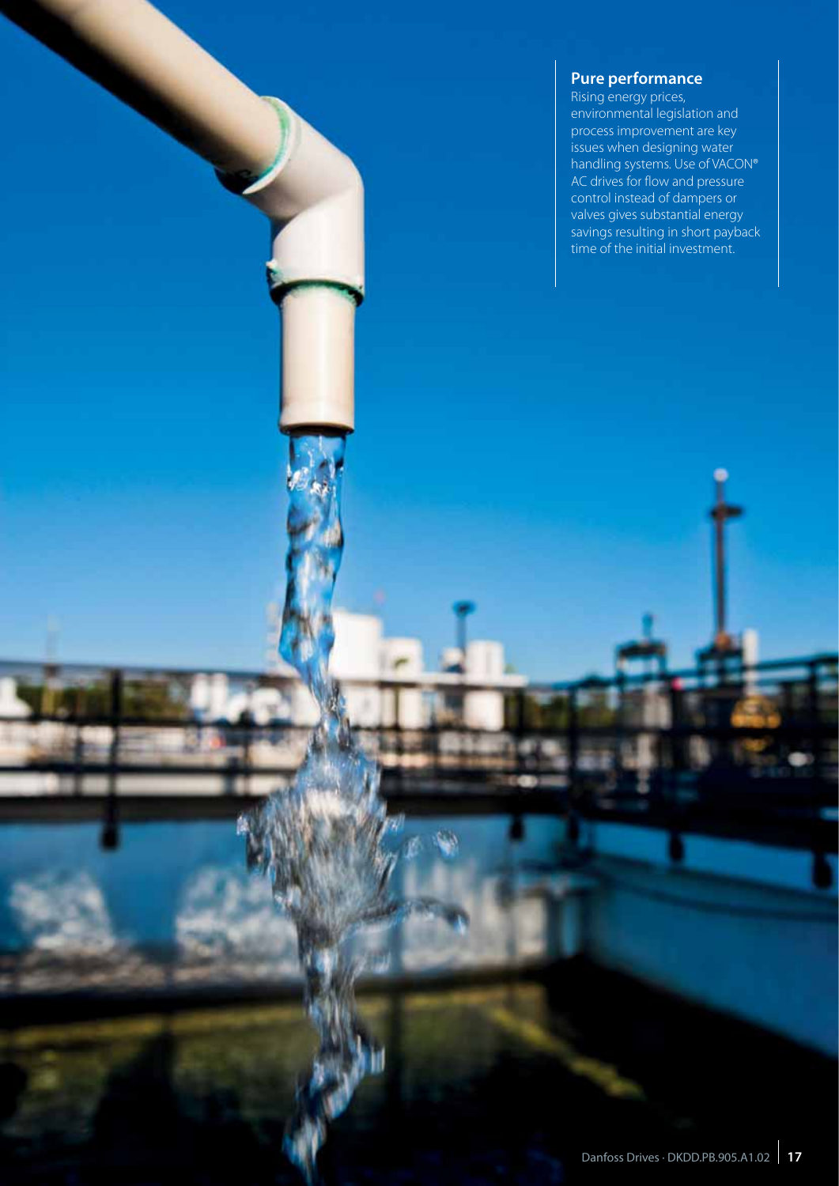## Pure performance

Rising energy prices, environmental legislation and process improvement are key issues when designing water handling systems. Use of VACON® AC drives for flow and pressure control instead of dampers or valves gives substantial energy savings resulting in short payback time of the initial investment.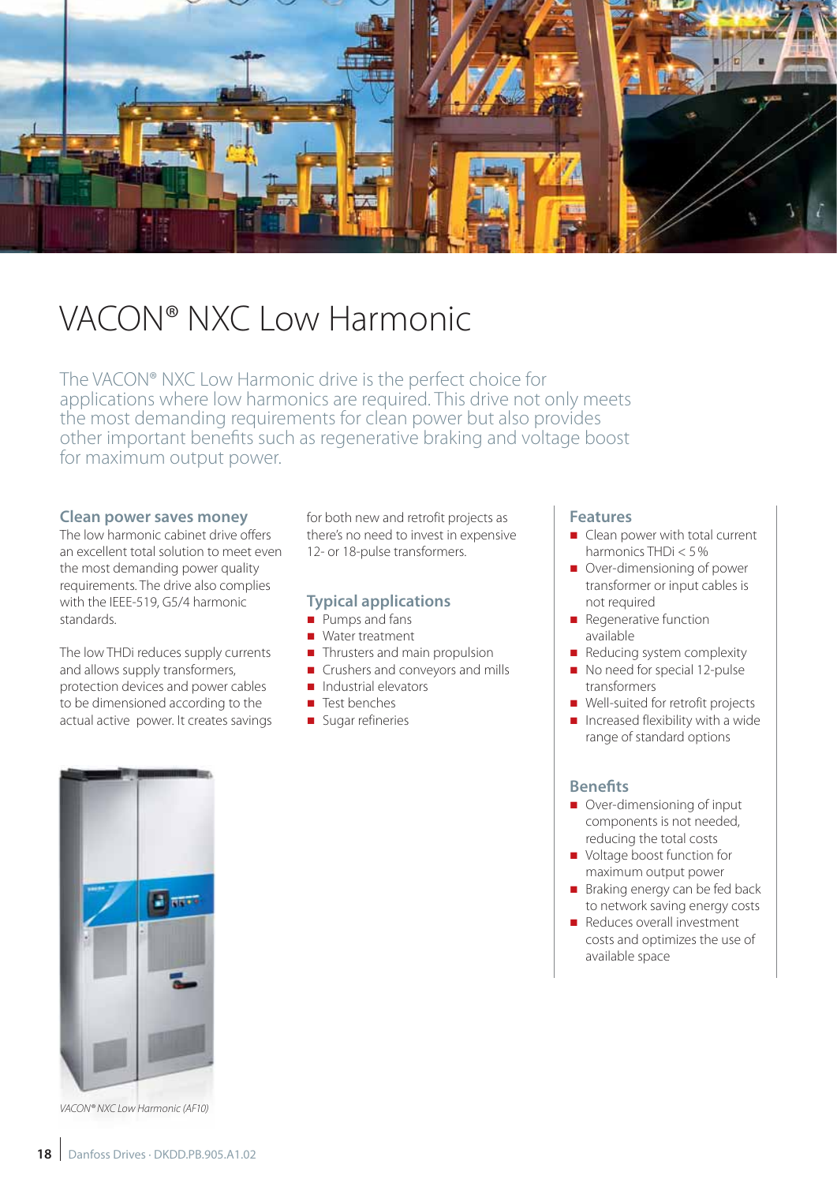# VACON® NXC Low Harmonic

The VACON® NXC Low Harmonic drive is the perfect choice for applications where low harmonics are required. This drive not only meets the most demanding requirements for clean power but also provides other important benefits such as regenerative braking and voltage boost for maximum output power.

### Clean power saves money

The low harmonic cabinet drive offers an excellent total solution to meet even the most demanding power quality requirements. The drive also complies with the IEEE-519, G5/4 harmonic standards.

The low THDi reduces supply currents and allows supply transformers, protection devices and power cables to be dimensioned according to the actual active power. It creates savings for both new and retrofit projects as there's no need to invest in expensive 12- or 18-pulse transformers.

### Typical applications

- Pumps and fans
- Water treatment
- Thrusters and main propulsion
- Crushers and conveyors and mills
- Industrial elevators
- Test benches
- Sugar refineries

### Features

- Clean power with total current harmonics THDi < 5 %
- Over-dimensioning of power transformer or input cables is not required
- Regenerative function available
- Reducing system complexity
- No need for special 12-pulse transformers
- Well-suited for retrofit projects
- Increased flexibility with a wide range of standard options

### Benefits

- Over-dimensioning of input components is not needed, reducing the total costs
- Voltage boost function for maximum output power
- Braking energy can be fed back to network saving energy costs
- Reduces overall investment costs and optimizes the use of available space

*VACON® NXC Low Harmonic (AF10)*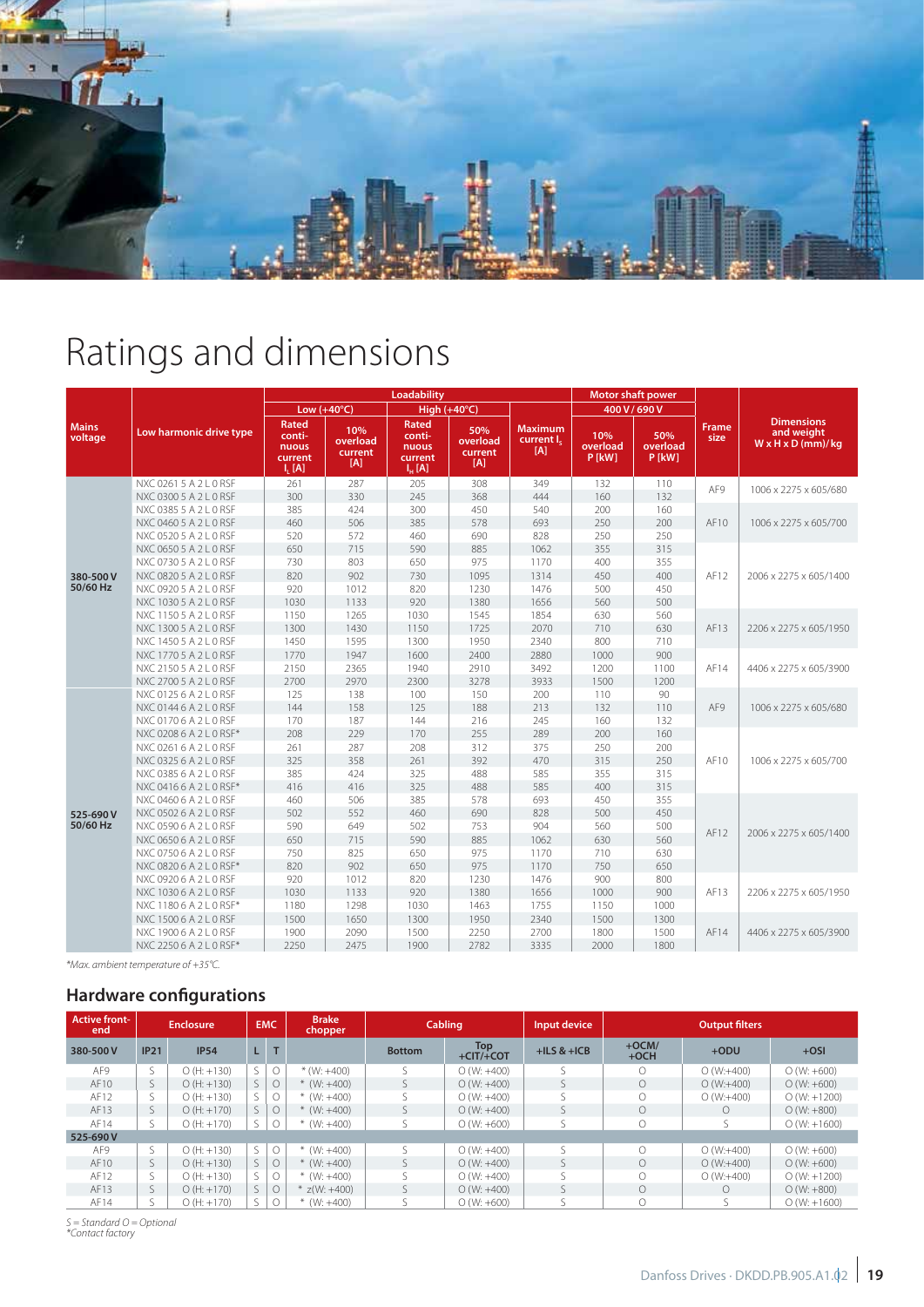# Ratings and dimensions

| Mains voltage | Low harmonic drive type | Loadability | | | | | Motor shaft power | | Frame size | Dimensions and weight W x H x D (mm)/kg |
|---|---|---|---|---|---|---|---|---|---|---|
| | | Low (+40°C) | | High (+40°C) | | | 400 V / 690 V | | | |
| | | Rated continuous current $I_L$ [A] | 10% overload current [A] | Rated continuous current $I_H$ [A] | 50% overload current [A] | Maximum current $I_S$ [A] | 10% overload P [kW] | 50% overload P [kW] | | |
| 380-500 V 50/60 Hz | NXC 0261 5 A 2 L 0 RSF | 261 | 287 | 205 | 308 | 349 | 132 | 110 | AF9 | 1006 x 2275 x 605/680 |
| | NXC 0300 5 A 2 L 0 RSF | 300 | 330 | 245 | 368 | 444 | 160 | 132 | | |
| | NXC 0385 5 A 2 L 0 RSF | 385 | 424 | 300 | 450 | 540 | 200 | 160 | AF10 | 1006 x 2275 x 605/700 |
| | NXC 0460 5 A 2 L 0 RSF | 460 | 506 | 385 | 578 | 693 | 250 | 200 | | |
| | NXC 0520 5 A 2 L 0 RSF | 520 | 572 | 460 | 690 | 828 | 250 | 250 | | |
| | NXC 0650 5 A 2 L 0 RSF | 650 | 715 | 590 | 885 | 1062 | 355 | 315 | AF12 | 2006 x 2275 x 605/1400 |
| | NXC 0730 5 A 2 L 0 RSF | 730 | 803 | 650 | 975 | 1170 | 400 | 355 | | |
| | NXC 0820 5 A 2 L 0 RSF | 820 | 902 | 730 | 1095 | 1314 | 450 | 400 | | |
| | NXC 0920 5 A 2 L 0 RSF | 920 | 1012 | 820 | 1230 | 1476 | 500 | 450 | | |
| | NXC 1030 5 A 2 L 0 RSF | 1030 | 1133 | 920 | 1380 | 1656 | 560 | 500 | | |
| | NXC 1150 5 A 2 L 0 RSF | 1150 | 1265 | 1030 | 1545 | 1854 | 630 | 560 | AF13 | 2206 x 2275 x 605/1950 |
| | NXC 1300 5 A 2 L 0 RSF | 1300 | 1430 | 1150 | 1725 | 2070 | 710 | 630 | | |
| | NXC 1450 5 A 2 L 0 RSF | 1450 | 1595 | 1300 | 1950 | 2340 | 800 | 710 | | |
| | NXC 1770 5 A 2 L 0 RSF | 1770 | 1947 | 1600 | 2400 | 2880 | 1000 | 900 | AF14 | 4406 x 2275 x 605/3900 |
| | NXC 2150 5 A 2 L 0 RSF | 2150 | 2365 | 1940 | 2910 | 3492 | 1200 | 1100 | | |
| | NXC 2700 5 A 2 L 0 RSF | 2700 | 2970 | 2300 | 3278 | 3933 | 1500 | 1200 | | |
| 525-690 V 50/60 Hz | NXC 0125 6 A 2 L 0 RSF | 125 | 138 | 100 | 150 | 200 | 110 | 90 | AF9 | 1006 x 2275 x 605/680 |
| | NXC 0144 6 A 2 L 0 RSF | 144 | 158 | 125 | 188 | 213 | 132 | 110 | | |
| | NXC 0170 6 A 2 L 0 RSF | 170 | 187 | 144 | 216 | 245 | 160 | 132 | | |
| | NXC 0208 6 A 2 L 0 RSF* | 208 | 229 | 170 | 255 | 289 | 200 | 160 | AF10 | 1006 x 2275 x 605/700 |
| | NXC 0261 6 A 2 L 0 RSF | 261 | 287 | 208 | 312 | 375 | 250 | 200 | | |
| | NXC 0325 6 A 2 L 0 RSF | 325 | 358 | 261 | 392 | 470 | 315 | 250 | | |
| | NXC 0385 6 A 2 L 0 RSF | 385 | 424 | 325 | 488 | 585 | 355 | 315 | | |
| | NXC 0416 6 A 2 L 0 RSF* | 416 | 416 | 325 | 488 | 585 | 400 | 315 | | |
| | NXC 0460 6 A 2 L 0 RSF | 460 | 506 | 385 | 578 | 693 | 450 | 355 | AF12 | 2006 x 2275 x 605/1400 |
| | NXC 0502 6 A 2 L 0 RSF | 502 | 552 | 460 | 690 | 828 | 500 | 450 | | |
| | NXC 0590 6 A 2 L 0 RSF | 590 | 649 | 502 | 753 | 904 | 560 | 500 | | |
| | NXC 0650 6 A 2 L 0 RSF | 650 | 715 | 590 | 885 | 1062 | 630 | 560 | | |
| | NXC 0750 6 A 2 L 0 RSF | 750 | 825 | 650 | 975 | 1170 | 710 | 630 | | |
| | NXC 0820 6 A 2 L 0 RSF* | 820 | 902 | 650 | 975 | 1170 | 750 | 650 | | |
| | NXC 0920 6 A 2 L 0 RSF | 920 | 1012 | 820 | 1230 | 1476 | 900 | 800 | AF13 | 2206 x 2275 x 605/1950 |
| | NXC 1030 6 A 2 L 0 RSF | 1030 | 1133 | 920 | 1380 | 1656 | 1000 | 900 | | |
| | NXC 1180 6 A 2 L 0 RSF* | 1180 | 1298 | 1030 | 1463 | 1755 | 1150 | 1000 | | |
| | NXC 1500 6 A 2 L 0 RSF | 1500 | 1650 | 1300 | 1950 | 2340 | 1500 | 1300 | AF14 | 4406 x 2275 x 605/3900 |
| | NXC 1900 6 A 2 L 0 RSF | 1900 | 2090 | 1500 | 2250 | 2700 | 1800 | 1500 | | |
| | NXC 2250 6 A 2 L 0 RSF* | 2250 | 2475 | 1900 | 2782 | 3335 | 2000 | 1800 | | |

*Max. ambient temperature of +35°C.*

## Hardware configurations

| Active front-end | Enclosure | | EMC | | Brake chopper | Cabling | | Input device | Output filters | | |
|---|---|---|---|---|---|---|---|---|---|---|---|
| 380-500 V | IP21 | IP54 | L | T | | Bottom | Top +CIT/+COT | +ILS & +ICB | +OCM/ +OCH | +ODU | +OSI |
| AF9 | S | O (H: +130) | S | O | * (W: +400) | S | O (W: +400) | S | O | O (W:+400) | O (W: +600) |
| AF10 | S | O (H: +130) | S | O | * (W: +400) | S | O (W: +400) | S | O | O (W:+400) | O (W: +600) |
| AF12 | S | O (H: +130) | S | O | * (W: +400) | S | O (W: +400) | S | O | O (W:+400) | O (W: +1200) |
| AF13 | S | O (H: +170) | S | O | * (W: +400) | S | O (W: +400) | S | O | O | O (W: +800) |
| AF14 | S | O (H: +170) | S | O | * (W: +400) | S | O (W: +600) | S | O | S | O (W: +1600) |
| **525-690 V** | | | | | | | | | | | |
| AF9 | S | O (H: +130) | S | O | * (W: +400) | S | O (W: +400) | S | O | O (W:+400) | O (W: +600) |
| AF10 | S | O (H: +130) | S | O | * (W: +400) | S | O (W: +400) | S | O | O (W:+400) | O (W: +600) |
| AF12 | S | O (H: +130) | S | O | * (W: +400) | S | O (W: +400) | S | O | O (W:+400) | O (W: +1200) |
| AF13 | S | O (H: +170) | S | O | * z(W: +400) | S | O (W: +400) | S | O | O | O (W: +800) |
| AF14 | S | O (H: +170) | S | O | * (W: +400) | S | O (W: +600) | S | O | S | O (W: +1600) |

*S = Standard O = Optional*
*\*Contact factory*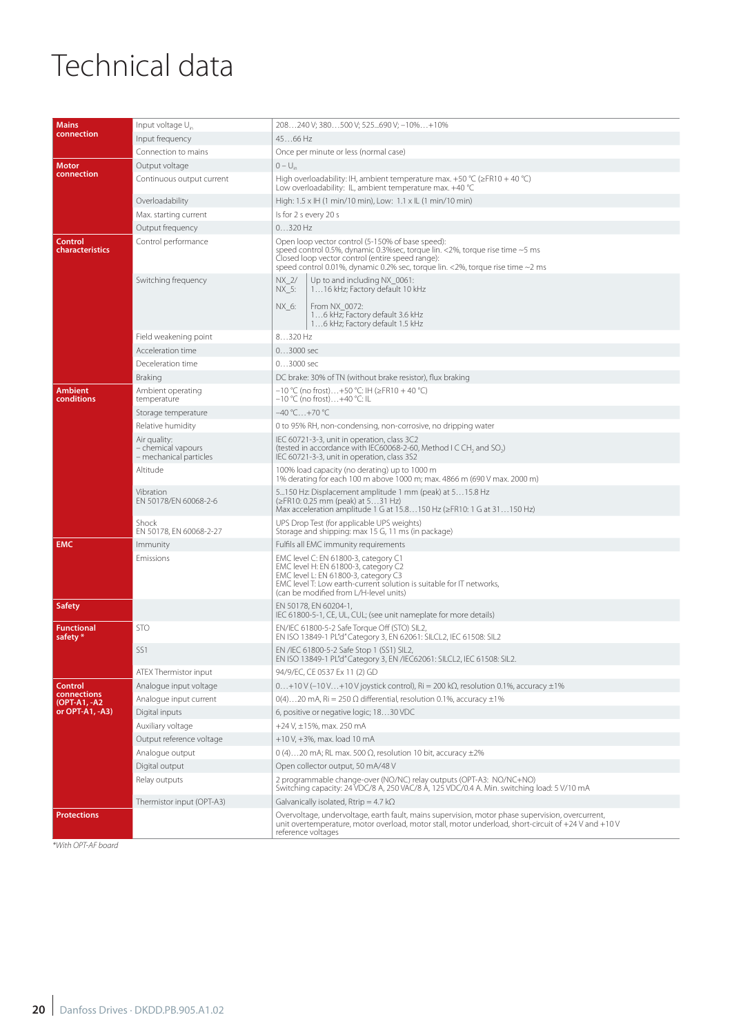# Technical data

| | | |
|---|---|---|
| **Mains connection** | Input voltage $U_{in}$ | 208…240 V; 380…500 V; 525...690 V; –10%…+10% |
| | Input frequency | 45…66 Hz |
| | Connection to mains | Once per minute or less (normal case) |
| **Motor connection** | Output voltage | $0 – U_{in}$ |
| | Continuous output current | High overloadability: IH, ambient temperature max. +50 °C (≥FR10 + 40 °C)<br>Low overloadability: IL, ambient temperature max. +40 °C |
| | Overloadability | High: 1.5 x IH (1 min/10 min), Low: 1.1 x IL (1 min/10 min) |
| | Max. starting current | Is for 2 s every 20 s |
| | Output frequency | 0…320 Hz |
| **Control characteristics** | Control performance | Open loop vector control (5-150% of base speed):<br>speed control 0.5%, dynamic 0.3%sec, torque lin. <2%, torque rise time ~5 ms<br>Closed loop vector control (entire speed range):<br>speed control 0.01%, dynamic 0.2% sec, torque lin. <2%, torque rise time ~2 ms |
| | Switching frequency | NX_2/ NX_5: Up to and including NX_0061: 1…16 kHz; Factory default 10 kHz<br>NX_6: From NX_0072: 1…6 kHz; Factory default 3.6 kHz<br>1…6 kHz; Factory default 1.5 kHz |
| | Field weakening point | 8…320 Hz |
| | Acceleration time | 0…3000 sec |
| | Deceleration time | 0…3000 sec |
| | Braking | DC brake: 30% of TN (without brake resistor), flux braking |
| **Ambient conditions** | Ambient operating temperature | –10 °C (no frost)…+50 °C: IH (≥FR10 + 40 °C)<br>–10 °C (no frost)…+40 °C: IL |
| | Storage temperature | –40 °C…+70 °C |
| | Relative humidity | 0 to 95% RH, non-condensing, non-corrosive, no dripping water |
| | Air quality:<br>– chemical vapours<br>– mechanical particles | IEC 60721-3-3, unit in operation, class 3C2<br>(tested in accordance with IEC60068-2-60, Method I C $CH_2$ and $SO_2$)<br>IEC 60721-3-3, unit in operation, class 3S2 |
| | Altitude | 100% load capacity (no derating) up to 1000 m<br>1% derating for each 100 m above 1000 m; max. 4866 m (690 V max. 2000 m) |
| | Vibration<br>EN 50178/EN 60068-2-6 | 5...150 Hz: Displacement amplitude 1 mm (peak) at 5…15.8 Hz<br>(≥FR10: 0.25 mm (peak) at 5…31 Hz)<br>Max acceleration amplitude 1 G at 15.8…150 Hz (≥FR10: 1 G at 31…150 Hz) |
| | Shock<br>EN 50178, EN 60068-2-27 | UPS Drop Test (for applicable UPS weights)<br>Storage and shipping: max 15 G, 11 ms (in package) |
| **EMC** | Immunity | Fulfils all EMC immunity requirements |
| | Emissions | EMC level C: EN 61800-3, category C1<br>EMC level H: EN 61800-3, category C2<br>EMC level L: EN 61800-3, category C3<br>EMC level T: Low earth-current solution is suitable for IT networks,<br>(can be modified from L/H-level units) |
| **Safety** | | EN 50178, EN 60204-1,<br>IEC 61800-5-1, CE, UL, CUL; (see unit nameplate for more details) |
| **Functional safety *** | STO | EN/IEC 61800-5-2 Safe Torque Off (STO) SIL2,<br>EN ISO 13849-1 PL"d" Category 3, EN 62061: SILCL2, IEC 61508: SIL2 |
| | SS1 | EN /IEC 61800-5-2 Safe Stop 1 (SS1) SIL2,<br>EN ISO 13849-1 PL"d" Category 3, EN /IEC62061: SILCL2, IEC 61508: SIL2. |
| | ATEX Thermistor input | 94/9/EC, CE 0537 Ex 11 (2) GD |
| **Control connections (OPT-A1, -A2 or OPT-A1, -A3)** | Analogue input voltage | 0…+10 V (–10 V…+10 V joystick control), Ri = 200 kΩ, resolution 0.1%, accuracy ±1% |
| | Analogue input current | 0(4)…20 mA, Ri = 250 Ω differential, resolution 0.1%, accuracy ±1% |
| | Digital inputs | 6, positive or negative logic; 18…30 VDC |
| | Auxiliary voltage | +24 V, ±15%, max. 250 mA |
| | Output reference voltage | +10 V, +3%, max. load 10 mA |
| | Analogue output | 0 (4)…20 mA; RL max. 500 Ω, resolution 10 bit, accuracy ±2% |
| | Digital output | Open collector output, 50 mA/48 V |
| | Relay outputs | 2 programmable change-over (NO/NC) relay outputs (OPT-A3: NO/NC+NO)<br>Switching capacity: 24 VDC/8 A, 250 VAC/8 A, 125 VDC/0.4 A. Min. switching load: 5 V/10 mA |
| | Thermistor input (OPT-A3) | Galvanically isolated, Rtrip = 4.7 kΩ |
| **Protections** | | Overvoltage, undervoltage, earth fault, mains supervision, motor phase supervision, overcurrent, unit overtemperature, motor overload, motor stall, motor underload, short-circuit of +24 V and +10 V reference voltages |

*With OPT-AF board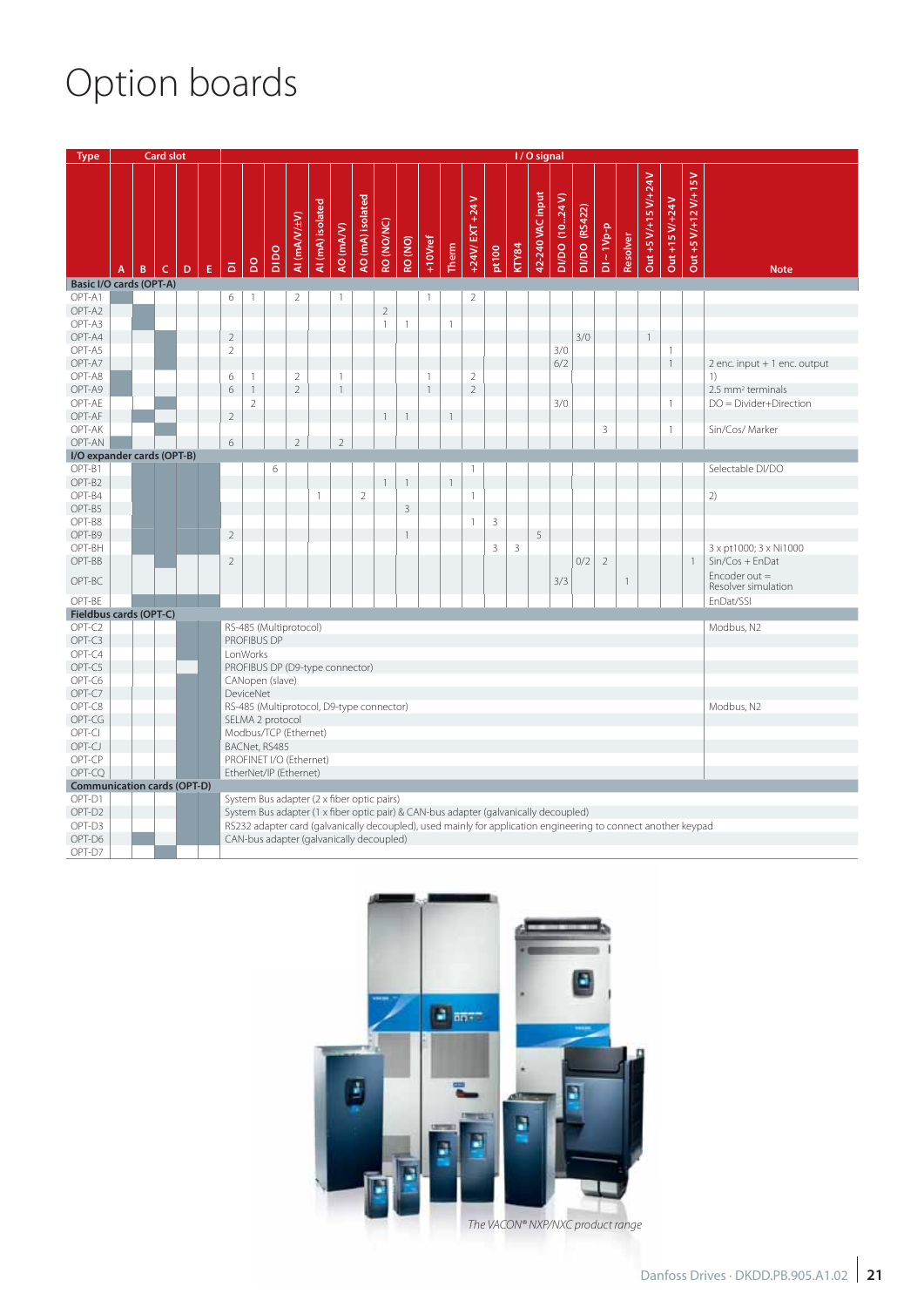# Option boards

| Type | Card slot | | | | | I / O signal | | | | | | | | | | | | | | | | | | | | | | Note |
|---|---|---|---|---|---|---|---|---|---|---|---|---|---|---|---|---|---|---|---|---|---|---|---|---|---|---|---|---|
| | A | B | C | D | E | DI | DO | DIDO | AI (mA/V/±V) | AI (mA) isolated | AO (mA/V) | AO (mA) isolated | RO (NO/NC) | RO (NO) | +10Vref | Therm | +24V/ EXT +24 V | pt100 | KTY84 | 42-240 VAC input | DI/DO (10...24 V) | DI/DO (RS422) | DI ~ 1Vp-p | Resolver | Out +5 V/+15 V/+24 V | Out +15 V/+24 V | Out +5 V/+12 V/+15 V | |
| **Basic I/O cards (OPT-A)** | | | | | | | | | | | | | | | | | | | | | | | | | | | | |
| OPT-A1 | X | | | | | 6 | 1 | | 2 | | 1 | | | | 1 | | 2 | | | | | | | | | | | |
| OPT-A2 | | X | | | | | | | | | | | 2 | | | | | | | | | | | | | | | |
| OPT-A3 | | X | | | | | | | | | | | 1 | 1 | | 1 | | | | | | | | | | | | |
| OPT-A4 | | | X | | | 2 | | | | | | | | | | | | | | | | 3/0 | | | 1 | | | |
| OPT-A5 | | | X | | | 2 | | | | | | | | | | | | | | | 3/0 | | | | | 1 | | |
| OPT-A7 | | | X | | | | | | | | | | | | | | | | | | 6/2 | | | | | 1 | | 2 enc. input + 1 enc. output |
| OPT-A8 | X | | | | | 6 | 1 | | 2 | | 1 | | | | 1 | | 2 | | | | | | | | | | | 1) |
| OPT-A9 | X | | | | | 6 | 1 | | 2 | | 1 | | | | 1 | | 2 | | | | | | | | | | | 2.5 mm² terminals |
| OPT-AE | | | X | | | | 2 | | | | | | | | | | | | | | 3/0 | | | | | 1 | | DO = Divider+Direction |
| OPT-AF | | X | | | | 2 | | | | | | | 1 | 1 | | 1 | | | | | | | | | | | | |
| OPT-AK | | | X | | | | | | | | | | | | | | | | | | | | 3 | | | 1 | | Sin/Cos/ Marker |
| OPT-AN | X | | | | | 6 | | | 2 | | 2 | | | | | | | | | | | | | | | | | |
| **I/O expander cards (OPT-B)** | | | | | | | | | | | | | | | | | | | | | | | | | | | | |
| OPT-B1 | | X | X | X | X | | | 6 | | | | | | | | | 1 | | | | | | | | | | | Selectable DI/DO |
| OPT-B2 | | X | X | X | X | | | | | | | | 1 | 1 | | 1 | | | | | | | | | | | | |
| OPT-B4 | | X | X | X | X | | | | | 1 | | 2 | | | | | 1 | | | | | | | | | | | 2) |
| OPT-B5 | | X | X | X | X | | | | | | | | | 3 | | | | | | | | | | | | | | |
| OPT-B8 | | X | X | X | X | | | | | | | | | | | | 1 | 3 | | | | | | | | | | |
| OPT-B9 | | X | X | X | X | 2 | | | | | | | | 1 | | | | | | 5 | | | | | | | | |
| OPT-BH | | X | X | X | X | | | | | | | | | | | | | 3 | 3 | | | | | | | | | 3 x pt1000; 3 x Ni1000 |
| OPT-BB | | X | X | X | X | 2 | | | | | | | | | | | | | | | | 0/2 | 2 | | | | 1 | Sin/Cos + EnDat |
| OPT-BC | | | X | | | | | | | | | | | | | | | | | | 3/3 | | | 1 | | | | Encoder out = Resolver simulation |
| OPT-BE | | X | X | X | X | | | | | | | | | | | | | | | | | | | | | | | EnDat/SSI |
| **Fieldbus cards (OPT-C)** | | | | | | | | | | | | | | | | | | | | | | | | | | | | |
| OPT-C2 | | | | X | X | RS-485 (Multiprotocol) | | | | | | | | | | | | | | | | | | | | | | Modbus, N2 |
| OPT-C3 | | | | X | X | PROFIBUS DP | | | | | | | | | | | | | | | | | | | | | | |
| OPT-C4 | | | | X | X | LonWorks | | | | | | | | | | | | | | | | | | | | | | |
| OPT-C5 | | | | X | | PROFIBUS DP (D9-type connector) | | | | | | | | | | | | | | | | | | | | | | |
| OPT-C6 | | | | X | X | CANopen (slave) | | | | | | | | | | | | | | | | | | | | | | |
| OPT-C7 | | | | X | X | DeviceNet | | | | | | | | | | | | | | | | | | | | | | |
| OPT-C8 | | | | X | X | RS-485 (Multiprotocol, D9-type connector) | | | | | | | | | | | | | | | | | | | | | | Modbus, N2 |
| OPT-CG | | | | X | X | SELMA 2 protocol | | | | | | | | | | | | | | | | | | | | | | |
| OPT-CI | | | | X | X | Modbus/TCP (Ethernet) | | | | | | | | | | | | | | | | | | | | | | |
| OPT-CJ | | | | X | X | BACNet, RS485 | | | | | | | | | | | | | | | | | | | | | | |
| OPT-CP | | | | X | X | PROFINET I/O (Ethernet) | | | | | | | | | | | | | | | | | | | | | | |
| OPT-CQ | | | | X | X | EtherNet/IP (Ethernet) | | | | | | | | | | | | | | | | | | | | | | |
| **Communication cards (OPT-D)** | | | | | | | | | | | | | | | | | | | | | | | | | | | | |
| OPT-D1 | | | | X | X | System Bus adapter (2 x fiber optic pairs) | | | | | | | | | | | | | | | | | | | | | | |
| OPT-D2 | | X | | X | X | System Bus adapter (1 x fiber optic pair) & CAN-bus adapter (galvanically decoupled) | | | | | | | | | | | | | | | | | | | | | | |
| OPT-D3 | | | | X | X | RS232 adapter card (galvanically decoupled), used mainly for application engineering to connect another keypad | | | | | | | | | | | | | | | | | | | | | | |
| OPT-D6 | | X | | X | X | CAN-bus adapter (galvanically decoupled) | | | | | | | | | | | | | | | | | | | | | | |
| OPT-D7 | | | X | | | | | | | | | | | | | | | | | | | | | | | | | |

*The VACON® NXP/NXC product range*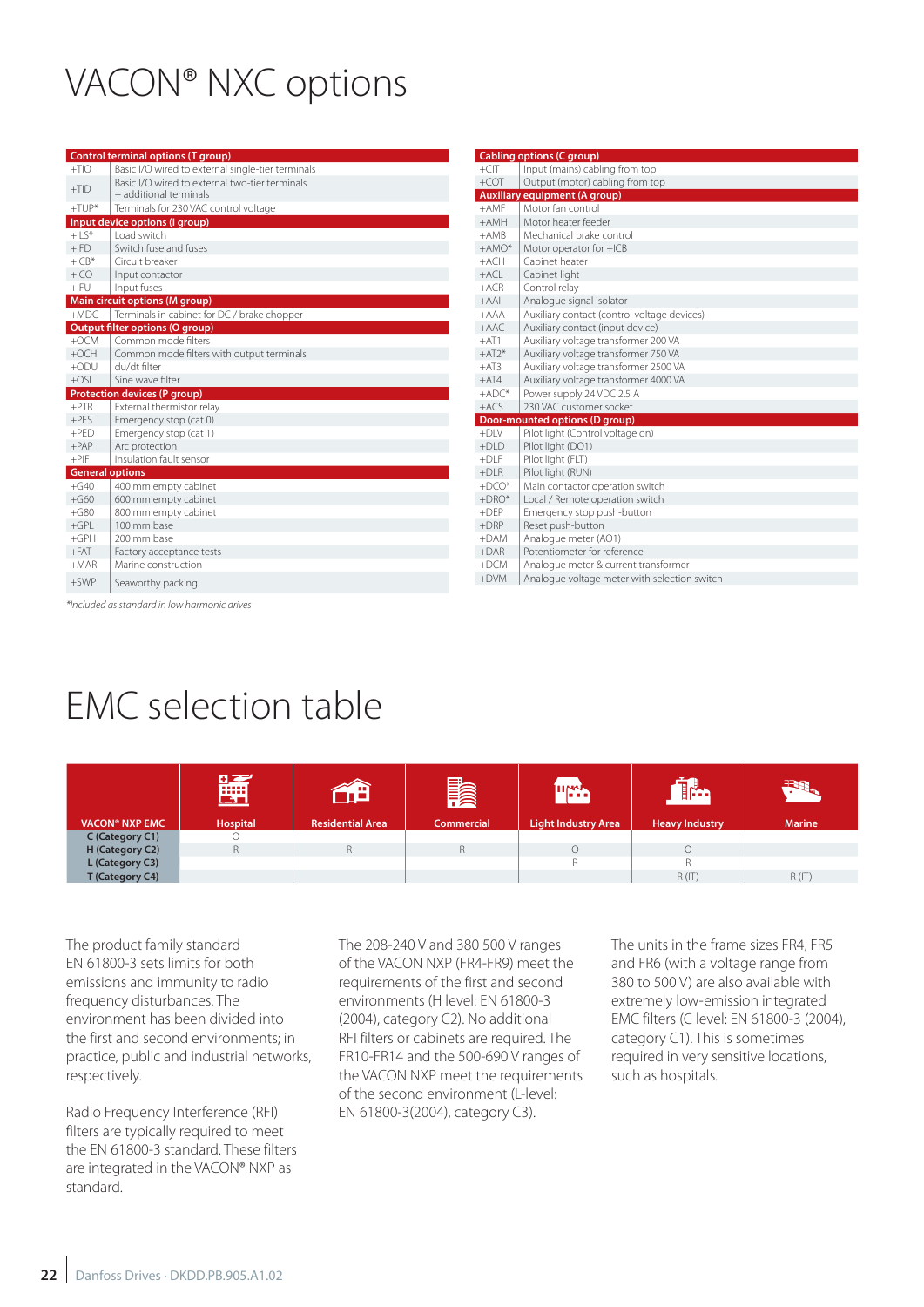# VACON® NXC options

| Control terminal options (T group) | |
|---|---|
| +TIO | Basic I/O wired to external single-tier terminals |
| +TID | Basic I/O wired to external two-tier terminals + additional terminals |
| +TUP* | Terminals for 230 VAC control voltage |
| **Input device options (I group)** | |
| +ILS* | Load switch |
| +IFD | Switch fuse and fuses |
| +ICB* | Circuit breaker |
| +ICO | Input contactor |
| +IFU | Input fuses |
| **Main circuit options (M group)** | |
| +MDC | Terminals in cabinet for DC / brake chopper |
| **Output filter options (O group)** | |
| +OCM | Common mode filters |
| +OCH | Common mode filters with output terminals |
| +ODU | du/dt filter |
| +OSI | Sine wave filter |
| **Protection devices (P group)** | |
| +PTR | External thermistor relay |
| +PES | Emergency stop (cat 0) |
| +PED | Emergency stop (cat 1) |
| +PAP | Arc protection |
| +PIF | Insulation fault sensor |
| **General options** | |
| +G40 | 400 mm empty cabinet |
| +G60 | 600 mm empty cabinet |
| +G80 | 800 mm empty cabinet |
| +GPL | 100 mm base |
| +GPH | 200 mm base |
| +FAT | Factory acceptance tests |
| +MAR | Marine construction |
| +SWP | Seaworthy packing |

| Cabling options (C group) | |
|---|---|
| +CIT | Input (mains) cabling from top |
| +COT | Output (motor) cabling from top |
| **Auxiliary equipment (A group)** | |
| +AMF | Motor fan control |
| +AMH | Motor heater feeder |
| +AMB | Mechanical brake control |
| +AMO* | Motor operator for +ICB |
| +ACH | Cabinet heater |
| +ACL | Cabinet light |
| +ACR | Control relay |
| +AAI | Analogue signal isolator |
| +AAA | Auxiliary contact (control voltage devices) |
| +AAC | Auxiliary contact (input device) |
| +AT1 | Auxiliary voltage transformer 200 VA |
| +AT2* | Auxiliary voltage transformer 750 VA |
| +AT3 | Auxiliary voltage transformer 2500 VA |
| +AT4 | Auxiliary voltage transformer 4000 VA |
| +ADC* | Power supply 24 VDC 2.5 A |
| +ACS | 230 VAC customer socket |
| **Door-mounted options (D group)** | |
| +DLV | Pilot light (Control voltage on) |
| +DLD | Pilot light (DO1) |
| +DLF | Pilot light (FLT) |
| +DLR | Pilot light (RUN) |
| +DCO* | Main contactor operation switch |
| +DRO* | Local / Remote operation switch |
| +DEP | Emergency stop push-button |
| +DRP | Reset push-button |
| +DAM | Analogue meter (AO1) |
| +DAR | Potentiometer for reference |
| +DCM | Analogue meter & current transformer |
| +DVM | Analogue voltage meter with selection switch |

*Included as standard in low harmonic drives*

# EMC selection table

| VACON® NXP EMC | Hospital | Residential Area | Commercial | Light Industry Area | Heavy Industry | Marine |
|---|---|---|---|---|---|---|
| C (Category C1) | O | | | | | |
| H (Category C2) | R | R | R | O | O | |
| L (Category C3) | | | | R | R | |
| T (Category C4) | | | | | R (IT) | R (IT) |

The product family standard EN 61800-3 sets limits for both emissions and immunity to radio frequency disturbances. The environment has been divided into the first and second environments; in practice, public and industrial networks, respectively.

Radio Frequency Interference (RFI) filters are typically required to meet the EN 61800-3 standard. These filters are integrated in the VACON® NXP as standard.

The 208-240 V and 380 500 V ranges of the VACON NXP (FR4-FR9) meet the requirements of the first and second environments (H level: EN 61800-3 (2004), category C2). No additional RFI filters or cabinets are required. The FR10-FR14 and the 500-690 V ranges of the VACON NXP meet the requirements of the second environment (L-level: EN 61800-3(2004), category C3).

The units in the frame sizes FR4, FR5 and FR6 (with a voltage range from 380 to 500 V) are also available with extremely low-emission integrated EMC filters (C level: EN 61800-3 (2004), category C1). This is sometimes required in very sensitive locations, such as hospitals.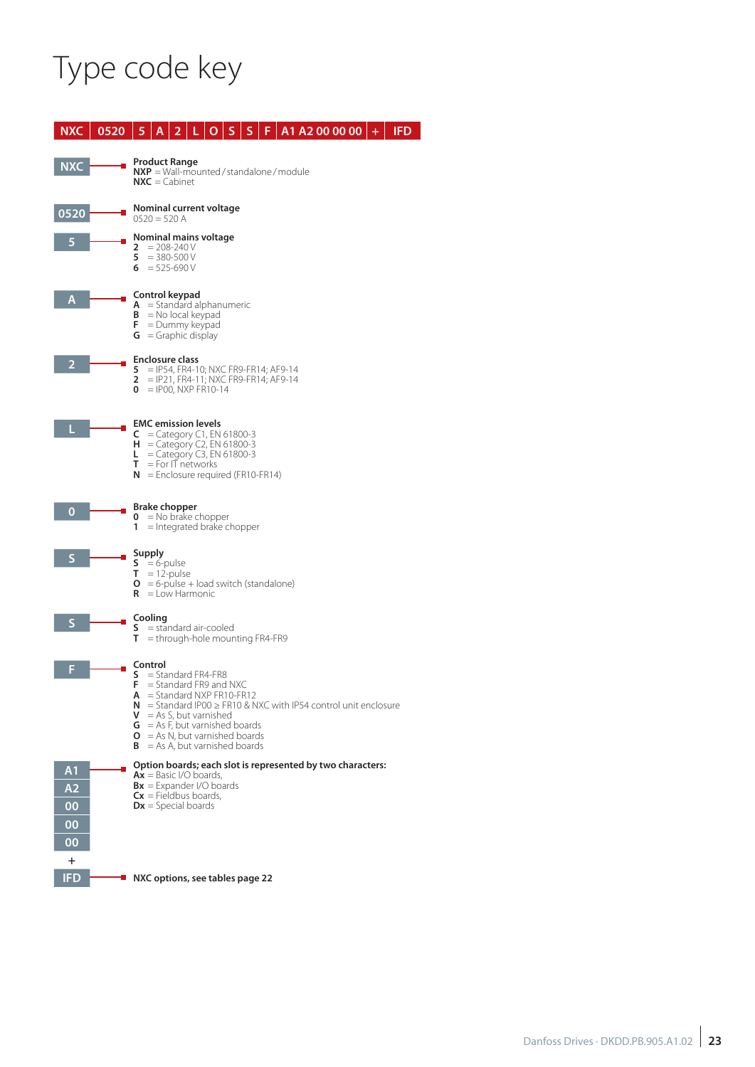# Type code key

**NXC | 0520 | 5 | A | 2 | L | O | S | S | F | A1 A2 00 00 00 | + | IFD**

**NXC** — **Product Range**
**NXP** = Wall-mounted / standalone / module
**NXC** = Cabinet

**0520** — **Nominal current voltage**
0520 = 520 A

**5** — **Nominal mains voltage**
**2** = 208-240 V
**5** = 380-500 V
**6** = 525-690 V

**A** — **Control keypad**
**A** = Standard alphanumeric
**B** = No local keypad
**F** = Dummy keypad
**G** = Graphic display

**2** — **Enclosure class**
**5** = IP54, FR4-10; NXC FR9-FR14; AF9-14
**2** = IP21, FR4-11; NXC FR9-FR14; AF9-14
**0** = IP00, NXP FR10-14

**L** — **EMC emission levels**
**C** = Category C1, EN 61800-3
**H** = Category C2, EN 61800-3
**L** = Category C3, EN 61800-3
**T** = For IT networks
**N** = Enclosure required (FR10-FR14)

**0** — **Brake chopper**
**0** = No brake chopper
**1** = Integrated brake chopper

**S** — **Supply**
**S** = 6-pulse
**T** = 12-pulse
**O** = 6-pulse + load switch (standalone)
**R** = Low Harmonic

**S** — **Cooling**
**S** = standard air-cooled
**T** = through-hole mounting FR4-FR9

**F** — **Control**
**S** = Standard FR4-FR8
**F** = Standard FR9 and NXC
**A** = Standard NXP FR10-FR12
**N** = Standard IP00 ≥ FR10 & NXC with IP54 control unit enclosure
**V** = As S, but varnished
**G** = As F, but varnished boards
**O** = As N, but varnished boards
**B** = As A, but varnished boards

**A1 A2 00 00 00** — **Option boards; each slot is represented by two characters:**
**Ax** = Basic I/O boards,
**Bx** = Expander I/O boards
**Cx** = Fieldbus boards,
**Dx** = Special boards

**+ IFD** — **NXC options, see tables page 22**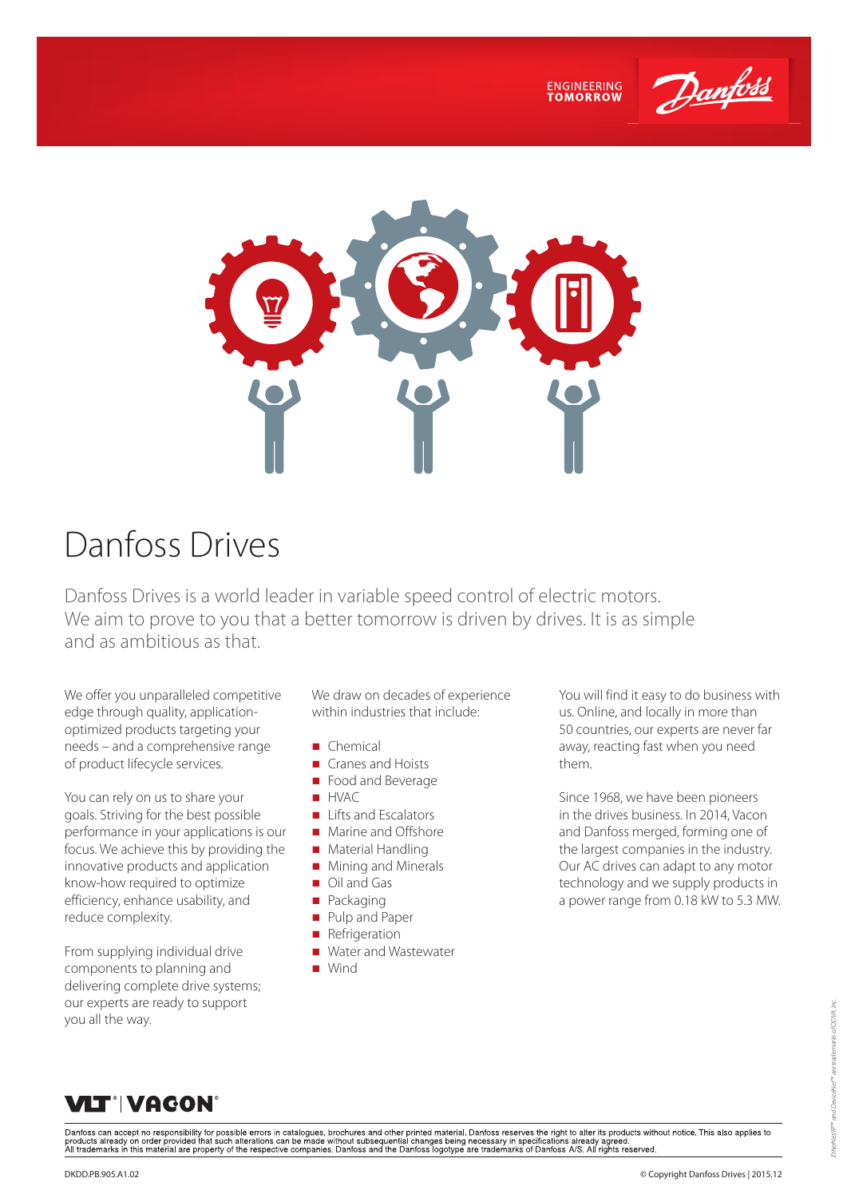ENGINEERING TOMORROW

# Danfoss Drives

Danfoss Drives is a world leader in variable speed control of electric motors. We aim to prove to you that a better tomorrow is driven by drives. It is as simple and as ambitious as that.

We offer you unparalleled competitive edge through quality, application-optimized products targeting your needs – and a comprehensive range of product lifecycle services.

You can rely on us to share your goals. Striving for the best possible performance in your applications is our focus. We achieve this by providing the innovative products and application know-how required to optimize efficiency, enhance usability, and reduce complexity.

From supplying individual drive components to planning and delivering complete drive systems; our experts are ready to support you all the way.

We draw on decades of experience within industries that include:

- Chemical
- Cranes and Hoists
- Food and Beverage
- HVAC
- Lifts and Escalators
- Marine and Offshore
- Material Handling
- Mining and Minerals
- Oil and Gas
- Packaging
- Pulp and Paper
- Refrigeration
- Water and Wastewater
- Wind

You will find it easy to do business with us. Online, and locally in more than 50 countries, our experts are never far away, reacting fast when you need them.

Since 1968, we have been pioneers in the drives business. In 2014, Vacon and Danfoss merged, forming one of the largest companies in the industry. Our AC drives can adapt to any motor technology and we supply products in a power range from 0.18 kW to 5.3 MW.

VLT® | VACON®

Danfoss can accept no responsibility for possible errors in catalogues, brochures and other printed material. Danfoss reserves the right to alter its products without notice. This also applies to products already on order provided that such alterations can be made without subsequential changes being necessary in specifications already agreed. All trademarks in this material are property of the respective companies. Danfoss and the Danfoss logotype are trademarks of Danfoss A/S. All rights reserved.

EtherNet/IP™ and DeviceNet™ are trademarks of ODVA, Inc.

DKDD.PB.905.A1.02

© Copyright Danfoss Drives | 2015.12